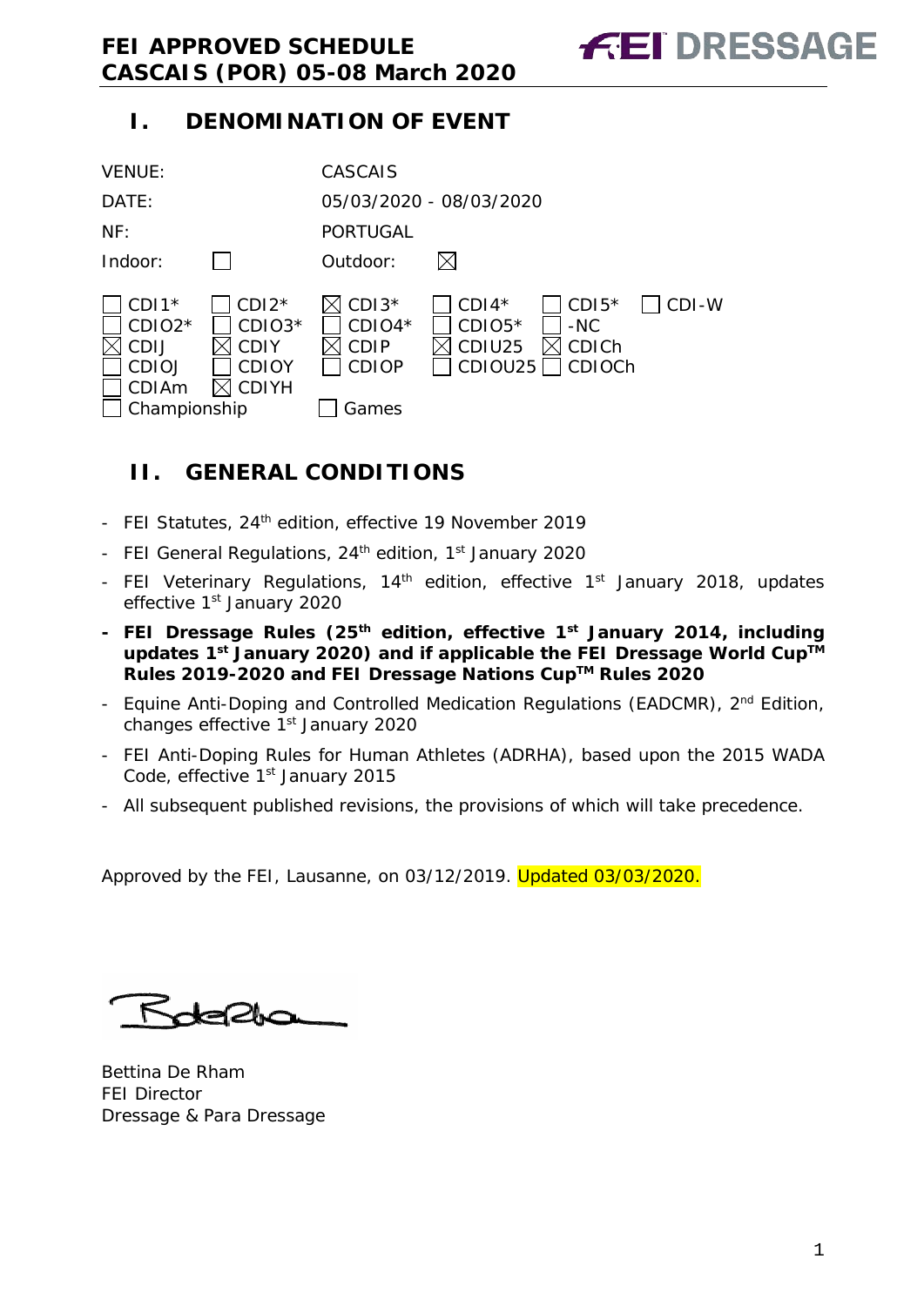# FEI APPROVED SCHEDULE
# CASCAIS (POR) 05-08 March 2020

## I. DENOMINATION OF EVENT

VENUE: CASCAIS

DATE: 05/03/2020 - 08/03/2020

NF: PORTUGAL

Indoor: ☐ Outdoor: ☒

| | | | | | |
|---|---|---|---|---|---|
| ☐ CDI1* | ☐ CDI2* | ☒ CDI3* | ☐ CDI4* | ☐ CDI5* | ☐ CDI-W |
| ☐ CDIO2* | ☐ CDIO3* | ☐ CDIO4* | ☐ CDIO5* | ☐ -NC | |
| ☒ CDIJ | ☒ CDIY | ☒ CDIP | ☒ CDIU25 | ☒ CDICh | |
| ☐ CDIOJ | ☐ CDIOY | ☐ CDIOP | ☐ CDIOU25 | ☐ CDIOCh | |
| ☐ CDIAm | ☒ CDIYH | | | | |
| ☐ Championship | | ☐ Games | | | |

## II. GENERAL CONDITIONS

- FEI Statutes, 24th edition, effective 19 November 2019
- FEI General Regulations, 24th edition, 1st January 2020
- FEI Veterinary Regulations, 14th edition, effective 1st January 2018, updates effective 1st January 2020
- **FEI Dressage Rules (25th edition, effective 1st January 2014, including updates 1st January 2020) and if applicable the FEI Dressage World Cup™ Rules 2019-2020 and FEI Dressage Nations Cup™ Rules 2020**
- Equine Anti-Doping and Controlled Medication Regulations (EADCMR), 2nd Edition, changes effective 1st January 2020
- FEI Anti-Doping Rules for Human Athletes (ADRHA), based upon the 2015 WADA Code, effective 1st January 2015
- All subsequent published revisions, the provisions of which will take precedence.

Approved by the FEI, Lausanne, on 03/12/2019. Updated 03/03/2020.

Bettina De Rham
FEI Director
Dressage & Para Dressage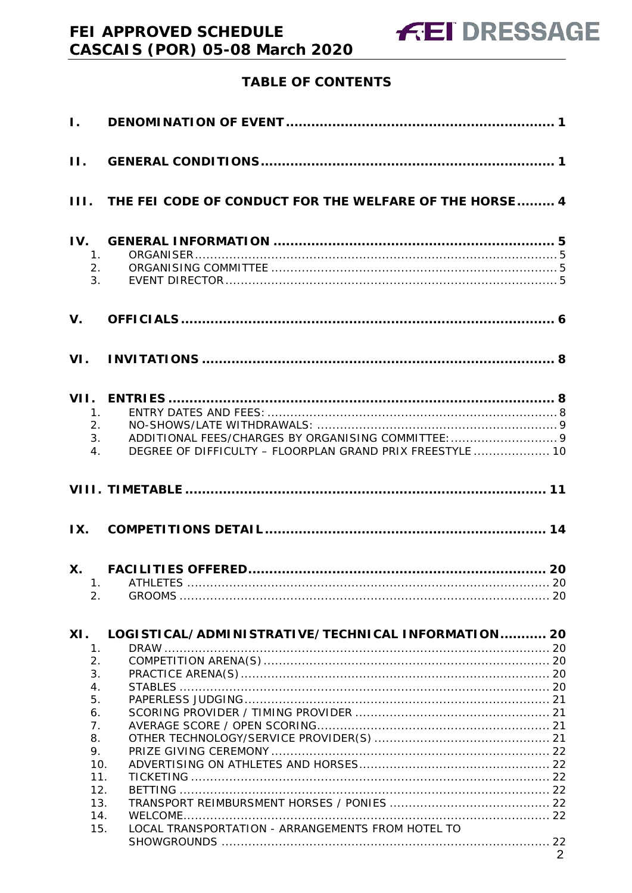## TABLE OF CONTENTS

**I. DENOMINATION OF EVENT** ..... 1

**II. GENERAL CONDITIONS** ..... 1

**III. THE FEI CODE OF CONDUCT FOR THE WELFARE OF THE HORSE** ..... 4

**IV. GENERAL INFORMATION** ..... 5
1. ORGANISER ..... 5
2. ORGANISING COMMITTEE ..... 5
3. EVENT DIRECTOR ..... 5

**V. OFFICIALS** ..... 6

**VI. INVITATIONS** ..... 8

**VII. ENTRIES** ..... 8
1. ENTRY DATES AND FEES: ..... 8
2. NO-SHOWS/LATE WITHDRAWALS: ..... 9
3. ADDITIONAL FEES/CHARGES BY ORGANISING COMMITTEE: ..... 9
4. DEGREE OF DIFFICULTY – FLOORPLAN GRAND PRIX FREESTYLE ..... 10

**VIII. TIMETABLE** ..... 11

**IX. COMPETITIONS DETAIL** ..... 14

**X. FACILITIES OFFERED** ..... 20
1. ATHLETES ..... 20
2. GROOMS ..... 20

**XI. LOGISTICAL/ADMINISTRATIVE/TECHNICAL INFORMATION** ..... 20
1. DRAW ..... 20
2. COMPETITION ARENA(S) ..... 20
3. PRACTICE ARENA(S) ..... 20
4. STABLES ..... 20
5. PAPERLESS JUDGING ..... 21
6. SCORING PROVIDER / TIMING PROVIDER ..... 21
7. AVERAGE SCORE / OPEN SCORING ..... 21
8. OTHER TECHNOLOGY/SERVICE PROVIDER(S) ..... 21
9. PRIZE GIVING CEREMONY ..... 22
10. ADVERTISING ON ATHLETES AND HORSES ..... 22
11. TICKETING ..... 22
12. BETTING ..... 22
13. TRANSPORT REIMBURSMENT HORSES / PONIES ..... 22
14. WELCOME ..... 22
15. LOCAL TRANSPORTATION - ARRANGEMENTS FROM HOTEL TO SHOWGROUNDS ..... 22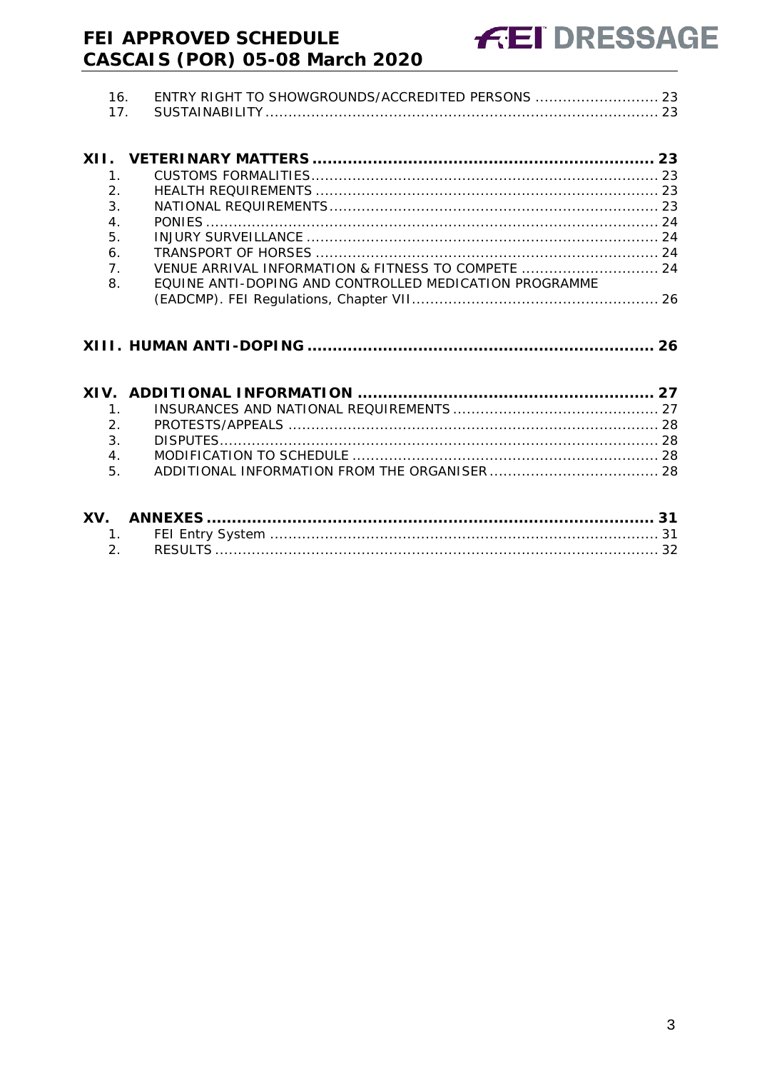16. ENTRY RIGHT TO SHOWGROUNDS/ACCREDITED PERSONS .......................... 23
17. SUSTAINABILITY .................................................................................... 23

**XII. VETERINARY MATTERS .................................................................. 23**

1. CUSTOMS FORMALITIES .......................................................................... 23
2. HEALTH REQUIREMENTS .......................................................................... 23
3. NATIONAL REQUIREMENTS ...................................................................... 23
4. PONIES ................................................................................................. 24
5. INJURY SURVEILLANCE ........................................................................... 24
6. TRANSPORT OF HORSES .......................................................................... 24
7. VENUE ARRIVAL INFORMATION & FITNESS TO COMPETE ............................ 24
8. EQUINE ANTI-DOPING AND CONTROLLED MEDICATION PROGRAMME (EADCMP). FEI Regulations, Chapter VII ..................................................... 26

**XIII. HUMAN ANTI-DOPING .................................................................. 26**

**XIV. ADDITIONAL INFORMATION .......................................................... 27**

1. INSURANCES AND NATIONAL REQUIREMENTS ............................................ 27
2. PROTESTS/APPEALS ................................................................................ 28
3. DISPUTES ............................................................................................... 28
4. MODIFICATION TO SCHEDULE .................................................................. 28
5. ADDITIONAL INFORMATION FROM THE ORGANISER ..................................... 28

**XV. ANNEXES ........................................................................................ 31**

1. FEI Entry System ..................................................................................... 31
2. RESULTS ................................................................................................ 32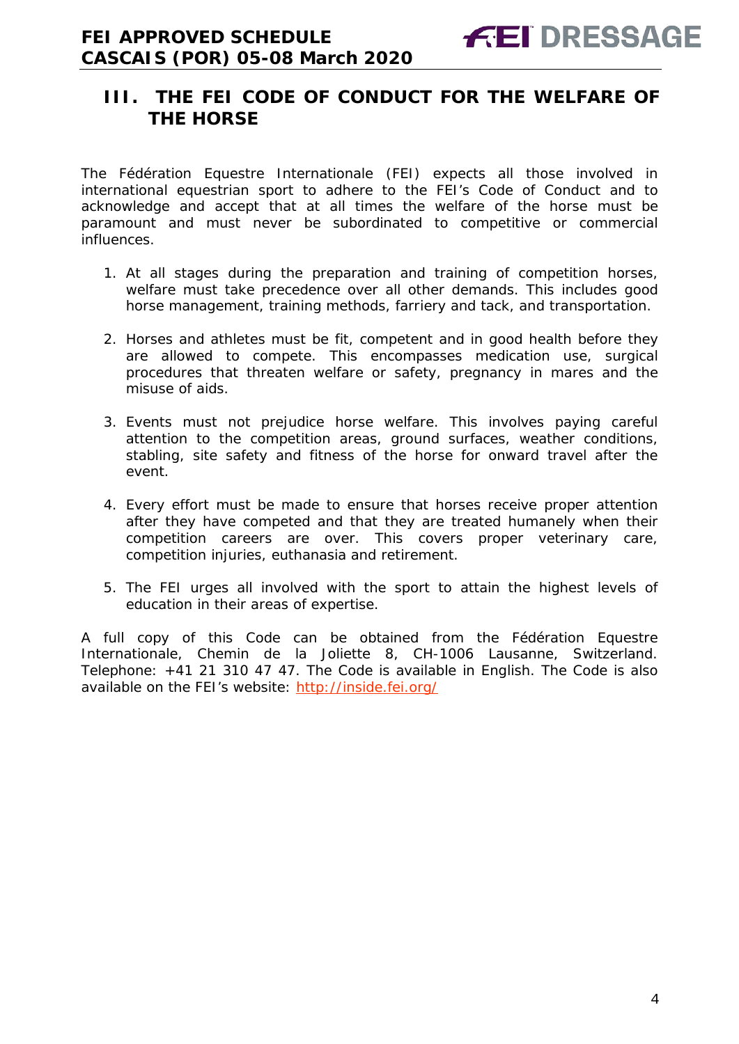## III. THE FEI CODE OF CONDUCT FOR THE WELFARE OF THE HORSE

The Fédération Equestre Internationale (FEI) expects all those involved in international equestrian sport to adhere to the FEI's Code of Conduct and to acknowledge and accept that at all times the welfare of the horse must be paramount and must never be subordinated to competitive or commercial influences.

1. At all stages during the preparation and training of competition horses, welfare must take precedence over all other demands. This includes good horse management, training methods, farriery and tack, and transportation.

2. Horses and athletes must be fit, competent and in good health before they are allowed to compete. This encompasses medication use, surgical procedures that threaten welfare or safety, pregnancy in mares and the misuse of aids.

3. Events must not prejudice horse welfare. This involves paying careful attention to the competition areas, ground surfaces, weather conditions, stabling, site safety and fitness of the horse for onward travel after the event.

4. Every effort must be made to ensure that horses receive proper attention after they have competed and that they are treated humanely when their competition careers are over. This covers proper veterinary care, competition injuries, euthanasia and retirement.

5. The FEI urges all involved with the sport to attain the highest levels of education in their areas of expertise.

A full copy of this Code can be obtained from the Fédération Equestre Internationale, Chemin de la Joliette 8, CH-1006 Lausanne, Switzerland. Telephone: +41 21 310 47 47. The Code is available in English. The Code is also available on the FEI's website: [http://inside.fei.org/](http://inside.fei.org/)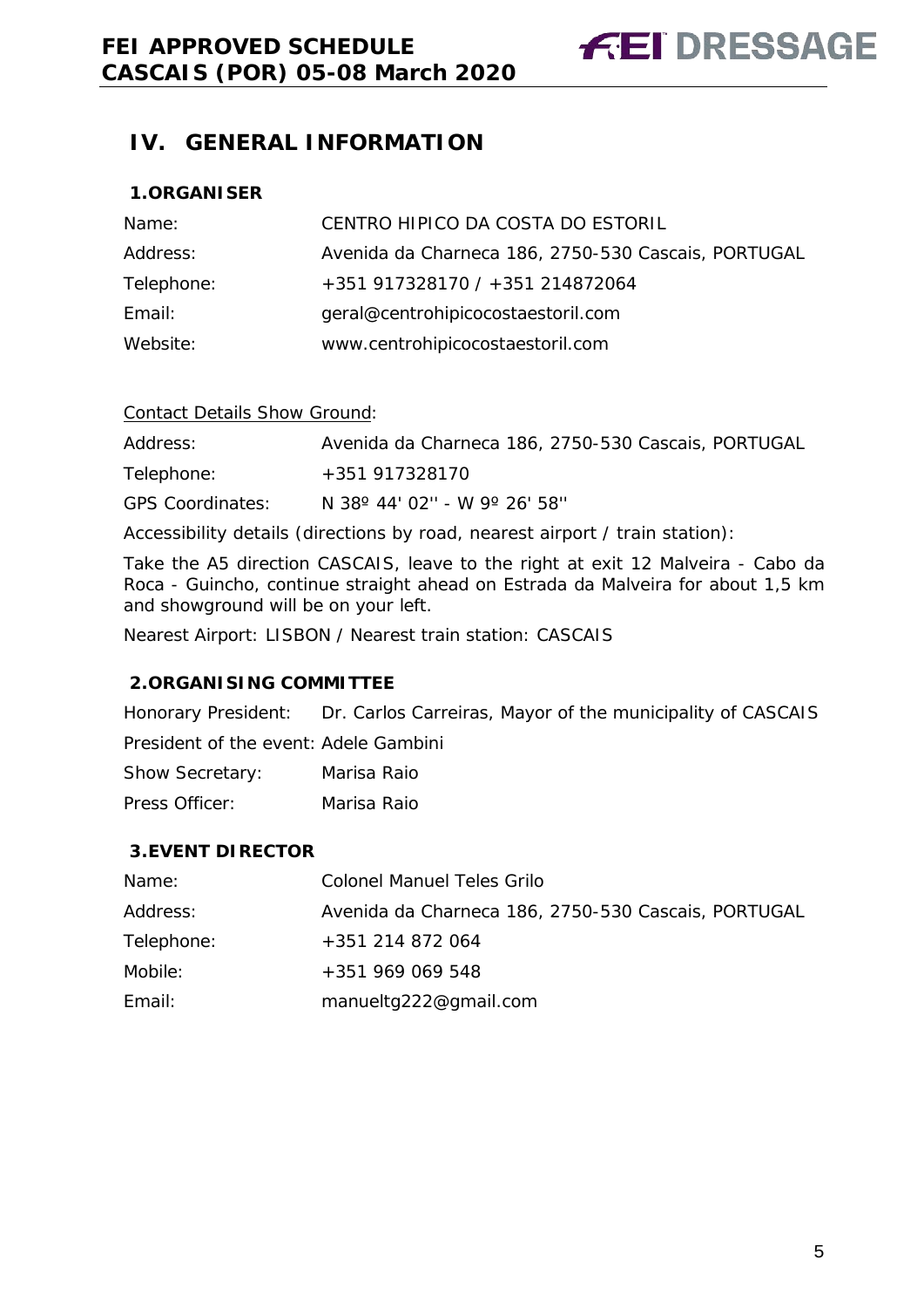## IV. GENERAL INFORMATION

### 1. ORGANISER

| | |
|---|---|
| Name: | CENTRO HIPICO DA COSTA DO ESTORIL |
| Address: | Avenida da Charneca 186, 2750-530 Cascais, PORTUGAL |
| Telephone: | +351 917328170 / +351 214872064 |
| Email: | geral@centrohipicocostaestoril.com |
| Website: | www.centrohipicocostaestoril.com |

Contact Details Show Ground:

| | |
|---|---|
| Address: | Avenida da Charneca 186, 2750-530 Cascais, PORTUGAL |
| Telephone: | +351 917328170 |
| GPS Coordinates: | N 38º 44' 02'' - W 9º 26' 58'' |

Accessibility details (directions by road, nearest airport / train station):

Take the A5 direction CASCAIS, leave to the right at exit 12 Malveira - Cabo da Roca - Guincho, continue straight ahead on Estrada da Malveira for about 1,5 km and showground will be on your left.

Nearest Airport: LISBON / Nearest train station: CASCAIS

### 2. ORGANISING COMMITTEE

| | |
|---|---|
| Honorary President: | Dr. Carlos Carreiras, Mayor of the municipality of CASCAIS |
| President of the event: | Adele Gambini |
| Show Secretary: | Marisa Raio |
| Press Officer: | Marisa Raio |

### 3. EVENT DIRECTOR

| | |
|---|---|
| Name: | Colonel Manuel Teles Grilo |
| Address: | Avenida da Charneca 186, 2750-530 Cascais, PORTUGAL |
| Telephone: | +351 214 872 064 |
| Mobile: | +351 969 069 548 |
| Email: | manueltg222@gmail.com |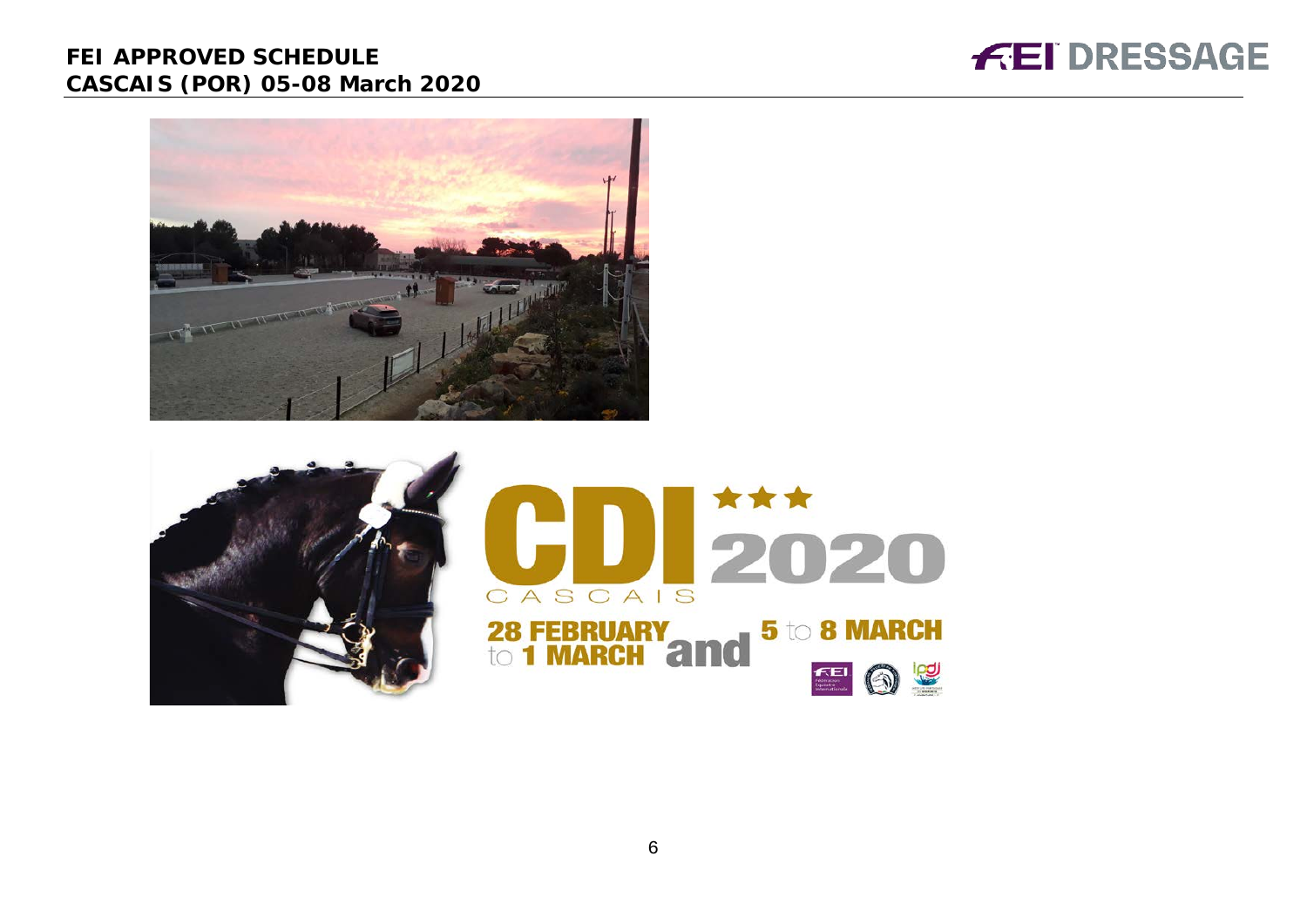CDI ★★★ 2020

CASCAIS

28 FEBRUARY to 1 MARCH and 5 to 8 MARCH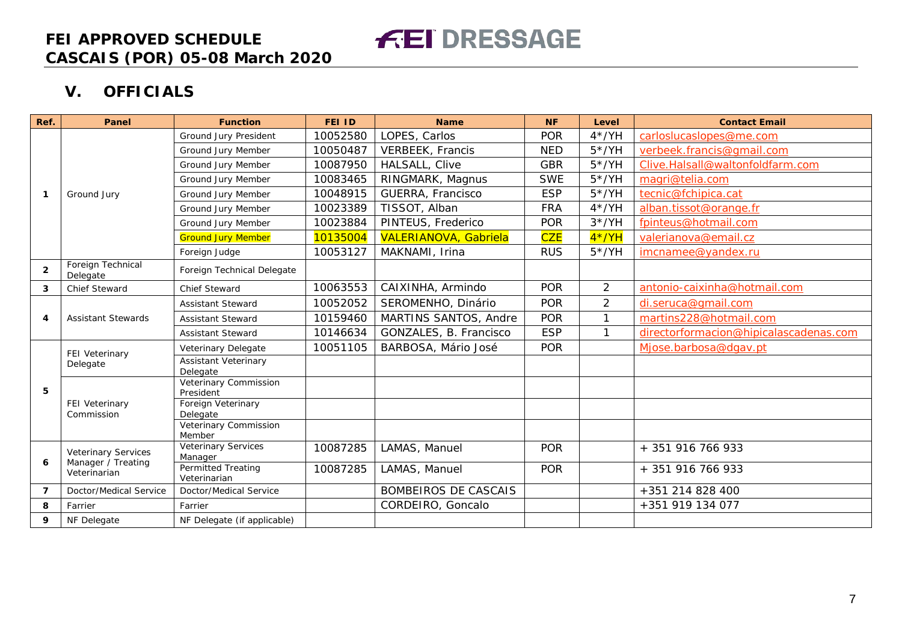## V. OFFICIALS

| Ref. | Panel | Function | FEI ID | Name | NF | Level | Contact Email |
|---|---|---|---|---|---|---|---|
| 1 | Ground Jury | Ground Jury President | 10052580 | LOPES, Carlos | POR | 4*/YH | carloslucaslopes@me.com |
| | | Ground Jury Member | 10050487 | VERBEEK, Francis | NED | 5*/YH | verbeek.francis@gmail.com |
| | | Ground Jury Member | 10087950 | HALSALL, Clive | GBR | 5*/YH | Clive.Halsall@waltonfoldfarm.com |
| | | Ground Jury Member | 10083465 | RINGMARK, Magnus | SWE | 5*/YH | magri@telia.com |
| | | Ground Jury Member | 10048915 | GUERRA, Francisco | ESP | 5*/YH | tecnic@fchipica.cat |
| | | Ground Jury Member | 10023389 | TISSOT, Alban | FRA | 4*/YH | alban.tissot@orange.fr |
| | | Ground Jury Member | 10023884 | PINTEUS, Frederico | POR | 3*/YH | fpinteus@hotmail.com |
| | | Ground Jury Member | 10135004 | VALERIANOVA, Gabriela | CZE | 4*/YH | valerianova@email.cz |
| | | Foreign Judge | 10053127 | MAKNAMI, Irina | RUS | 5*/YH | imcnamee@yandex.ru |
| 2 | Foreign Technical Delegate | Foreign Technical Delegate | | | | | |
| 3 | Chief Steward | Chief Steward | 10063553 | CAIXINHA, Armindo | POR | 2 | antonio-caixinha@hotmail.com |
| 4 | Assistant Stewards | Assistant Steward | 10052052 | SEROMENHO, Dinário | POR | 2 | di.seruca@gmail.com |
| | | Assistant Steward | 10159460 | MARTINS SANTOS, Andre | POR | 1 | martins228@hotmail.com |
| | | Assistant Steward | 10146634 | GONZALES, B. Francisco | ESP | 1 | directorformacion@hipicalascadenas.com |
| 5 | FEI Veterinary Delegate | Veterinary Delegate | 10051105 | BARBOSA, Mário José | POR | | Mjose.barbosa@dgav.pt |
| | | Assistant Veterinary Delegate | | | | | |
| | FEI Veterinary Commission | Veterinary Commission President | | | | | |
| | | Foreign Veterinary Delegate | | | | | |
| | | Veterinary Commission Member | | | | | |
| 6 | Veterinary Services Manager / Treating Veterinarian | Veterinary Services Manager | 10087285 | LAMAS, Manuel | POR | | + 351 916 766 933 |
| | | Permitted Treating Veterinarian | 10087285 | LAMAS, Manuel | POR | | + 351 916 766 933 |
| 7 | Doctor/Medical Service | Doctor/Medical Service | | BOMBEIROS DE CASCAIS | | | +351 214 828 400 |
| 8 | Farrier | Farrier | | CORDEIRO, Goncalo | | | +351 919 134 077 |
| 9 | NF Delegate | NF Delegate (if applicable) | | | | | |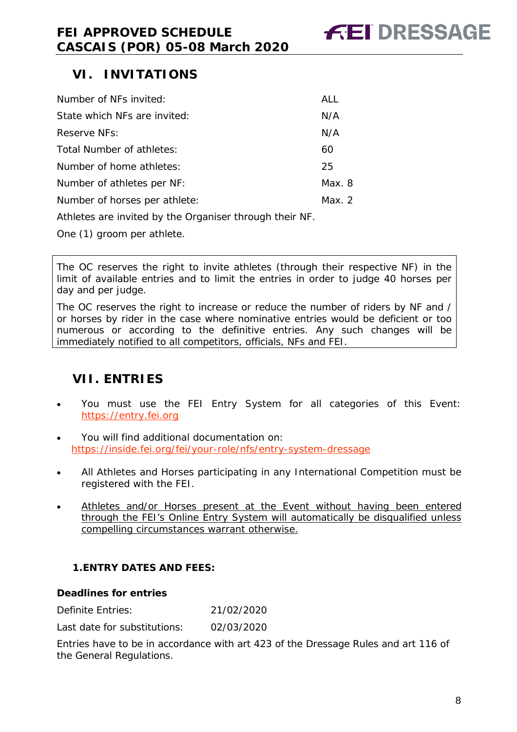## VI. INVITATIONS

| | |
|---|---|
| Number of NFs invited: | ALL |
| State which NFs are invited: | N/A |
| Reserve NFs: | N/A |
| Total Number of athletes: | 60 |
| Number of home athletes: | 25 |
| Number of athletes per NF: | Max. 8 |
| Number of horses per athlete: | Max. 2 |

Athletes are invited by the Organiser through their NF.

One (1) groom per athlete.

> The OC reserves the right to invite athletes (through their respective NF) in the limit of available entries and to limit the entries in order to judge 40 horses per day and per judge.
>
> The OC reserves the right to increase or reduce the number of riders by NF and / or horses by rider in the case where nominative entries would be deficient or too numerous or according to the definitive entries. Any such changes will be immediately notified to all competitors, officials, NFs and FEI.

## VII. ENTRIES

- You must use the FEI Entry System for all categories of this Event: https://entry.fei.org
- You will find additional documentation on: https://inside.fei.org/fei/your-role/nfs/entry-system-dressage
- All Athletes and Horses participating in any International Competition must be registered with the FEI.
- Athletes and/or Horses present at the Event without having been entered through the FEI's Online Entry System will automatically be disqualified unless compelling circumstances warrant otherwise.

### 1. ENTRY DATES AND FEES:

**Deadlines for entries**

| | |
|---|---|
| Definite Entries: | 21/02/2020 |
| Last date for substitutions: | 02/03/2020 |

Entries have to be in accordance with art 423 of the Dressage Rules and art 116 of the General Regulations.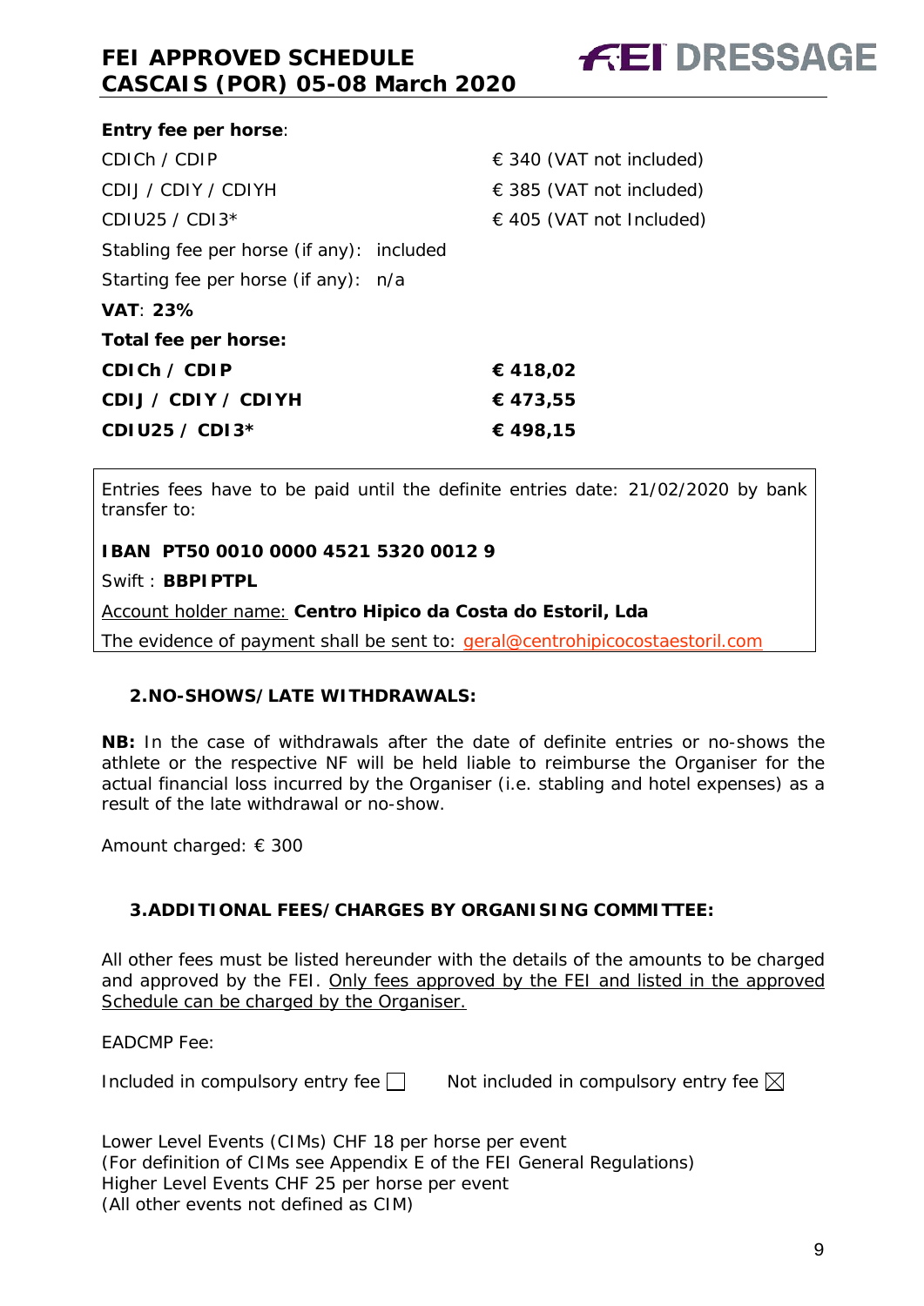**Entry fee per horse**:

| | |
|---|---|
| CDICh / CDIP | € 340 (VAT not included) |
| CDIJ / CDIY / CDIYH | € 385 (VAT not included) |
| CDIU25 / CDI3* | € 405 (VAT not Included) |

Stabling fee per horse (if any): included

Starting fee per horse (if any): n/a

**VAT**: **23%**

**Total fee per horse:**

| | |
|---|---|
| **CDICh / CDIP** | **€ 418,02** |
| **CDIJ / CDIY / CDIYH** | **€ 473,55** |
| **CDIU25 / CDI3*** | **€ 498,15** |

Entries fees have to be paid until the definite entries date: 21/02/2020 by bank transfer to:

**IBAN PT50 0010 0000 4521 5320 0012 9**

Swift : **BBPIPTPL**

Account holder name: **Centro Hipico da Costa do Estoril, Lda**

The evidence of payment shall be sent to: geral@centrohipicocostaestoril.com

## 2. NO-SHOWS/LATE WITHDRAWALS:

**NB:** In the case of withdrawals after the date of definite entries or no-shows the athlete or the respective NF will be held liable to reimburse the Organiser for the actual financial loss incurred by the Organiser (i.e. stabling and hotel expenses) as a result of the late withdrawal or no-show.

Amount charged: € 300

## 3. ADDITIONAL FEES/CHARGES BY ORGANISING COMMITTEE:

All other fees must be listed hereunder with the details of the amounts to be charged and approved by the FEI. Only fees approved by the FEI and listed in the approved Schedule can be charged by the Organiser.

EADCMP Fee:

Included in compulsory entry fee ☐ Not included in compulsory entry fee ☒

Lower Level Events (CIMs) CHF 18 per horse per event
(For definition of CIMs see Appendix E of the FEI General Regulations)
Higher Level Events CHF 25 per horse per event
(All other events not defined as CIM)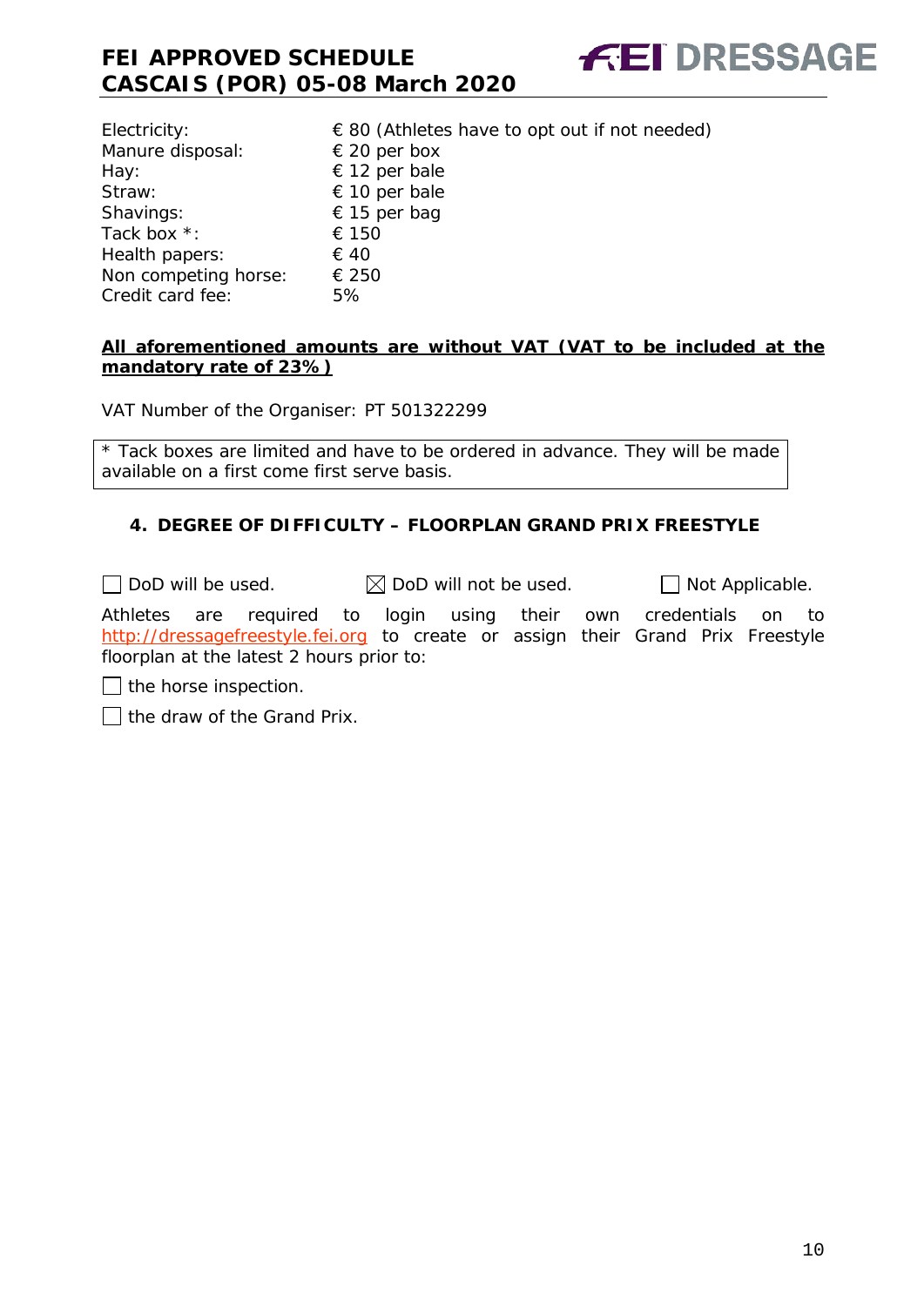| | |
|---|---|
| Electricity: | € 80 (Athletes have to opt out if not needed) |
| Manure disposal: | € 20 per box |
| Hay: | € 12 per bale |
| Straw: | € 10 per bale |
| Shavings: | € 15 per bag |
| Tack box *: | € 150 |
| Health papers: | € 40 |
| Non competing horse: | € 250 |
| Credit card fee: | 5% |

**All aforementioned amounts are without VAT (VAT to be included at the mandatory rate of 23%)**

VAT Number of the Organiser: PT 501322299

* Tack boxes are limited and have to be ordered in advance. They will be made available on a first come first serve basis.

### 4. DEGREE OF DIFFICULTY – FLOORPLAN GRAND PRIX FREESTYLE

☐ DoD will be used. ☒ DoD will not be used. ☐ Not Applicable.

Athletes are required to login using their own credentials on to http://dressagefreestyle.fei.org to create or assign their Grand Prix Freestyle floorplan at the latest 2 hours prior to:

☐ the horse inspection.

☐ the draw of the Grand Prix.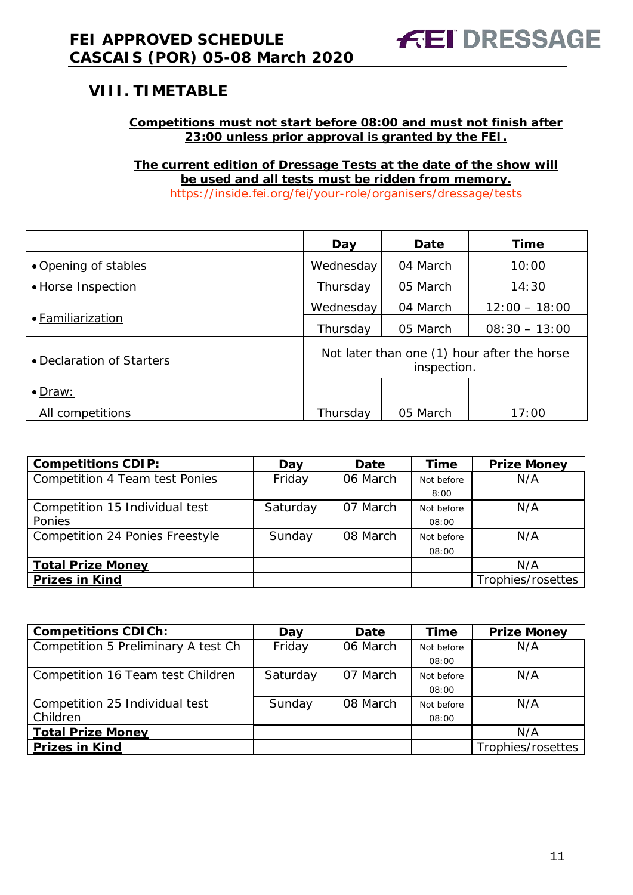## VIII. TIMETABLE

**Competitions must not start before 08:00 and must not finish after 23:00 unless prior approval is granted by the FEI.**

**The current edition of Dressage Tests at the date of the show will be used and all tests must be ridden from memory.**
https://inside.fei.org/fei/your-role/organisers/dressage/tests

| | Day | Date | Time |
|---|---|---|---|
| • Opening of stables | Wednesday | 04 March | 10:00 |
| • Horse Inspection | Thursday | 05 March | 14:30 |
| • Familiarization | Wednesday | 04 March | 12:00 – 18:00 |
| | Thursday | 05 March | 08:30 – 13:00 |
| • Declaration of Starters | Not later than one (1) hour after the horse inspection. | | |
| • Draw: | | | |
| All competitions | Thursday | 05 March | 17:00 |

| **Competitions CDIP:** | **Day** | **Date** | **Time** | **Prize Money** |
|---|---|---|---|---|
| Competition 4 Team test Ponies | Friday | 06 March | Not before 8:00 | N/A |
| Competition 15 Individual test Ponies | Saturday | 07 March | Not before 08:00 | N/A |
| Competition 24 Ponies Freestyle | Sunday | 08 March | Not before 08:00 | N/A |
| **Total Prize Money** | | | | N/A |
| **Prizes in Kind** | | | | Trophies/rosettes |

| **Competitions CDICh:** | **Day** | **Date** | **Time** | **Prize Money** |
|---|---|---|---|---|
| Competition 5 Preliminary A test Ch | Friday | 06 March | Not before 08:00 | N/A |
| Competition 16 Team test Children | Saturday | 07 March | Not before 08:00 | N/A |
| Competition 25 Individual test Children | Sunday | 08 March | Not before 08:00 | N/A |
| **Total Prize Money** | | | | N/A |
| **Prizes in Kind** | | | | Trophies/rosettes |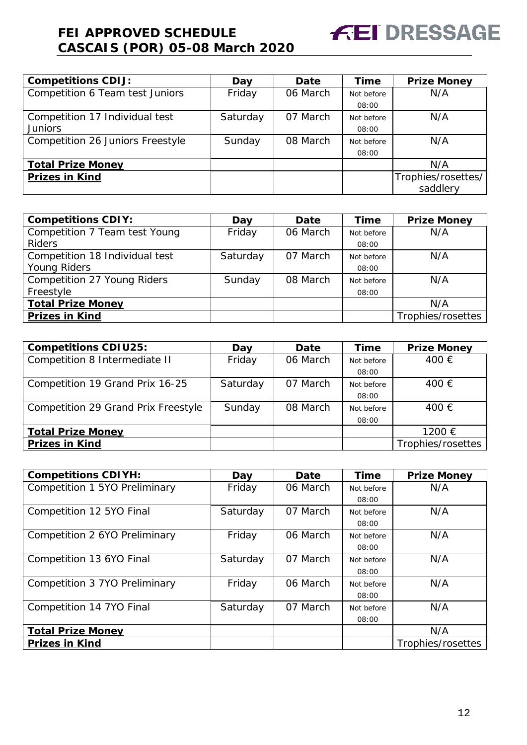| **Competitions CDIJ:** | **Day** | **Date** | **Time** | **Prize Money** |
|---|---|---|---|---|
| Competition 6 Team test Juniors | Friday | 06 March | Not before 08:00 | N/A |
| Competition 17 Individual test Juniors | Saturday | 07 March | Not before 08:00 | N/A |
| Competition 26 Juniors Freestyle | Sunday | 08 March | Not before 08:00 | N/A |
| **Total Prize Money** | | | | N/A |
| **Prizes in Kind** | | | | Trophies/rosettes/ saddlery |

| **Competitions CDIY:** | **Day** | **Date** | **Time** | **Prize Money** |
|---|---|---|---|---|
| Competition 7 Team test Young Riders | Friday | 06 March | Not before 08:00 | N/A |
| Competition 18 Individual test Young Riders | Saturday | 07 March | Not before 08:00 | N/A |
| Competition 27 Young Riders Freestyle | Sunday | 08 March | Not before 08:00 | N/A |
| **Total Prize Money** | | | | N/A |
| **Prizes in Kind** | | | | Trophies/rosettes |

| **Competitions CDIU25:** | **Day** | **Date** | **Time** | **Prize Money** |
|---|---|---|---|---|
| Competition 8 Intermediate II | Friday | 06 March | Not before 08:00 | 400 € |
| Competition 19 Grand Prix 16-25 | Saturday | 07 March | Not before 08:00 | 400 € |
| Competition 29 Grand Prix Freestyle | Sunday | 08 March | Not before 08:00 | 400 € |
| **Total Prize Money** | | | | 1200 € |
| **Prizes in Kind** | | | | Trophies/rosettes |

| **Competitions CDIYH:** | **Day** | **Date** | **Time** | **Prize Money** |
|---|---|---|---|---|
| Competition 1 5YO Preliminary | Friday | 06 March | Not before 08:00 | N/A |
| Competition 12 5YO Final | Saturday | 07 March | Not before 08:00 | N/A |
| Competition 2 6YO Preliminary | Friday | 06 March | Not before 08:00 | N/A |
| Competition 13 6YO Final | Saturday | 07 March | Not before 08:00 | N/A |
| Competition 3 7YO Preliminary | Friday | 06 March | Not before 08:00 | N/A |
| Competition 14 7YO Final | Saturday | 07 March | Not before 08:00 | N/A |
| **Total Prize Money** | | | | N/A |
| **Prizes in Kind** | | | | Trophies/rosettes |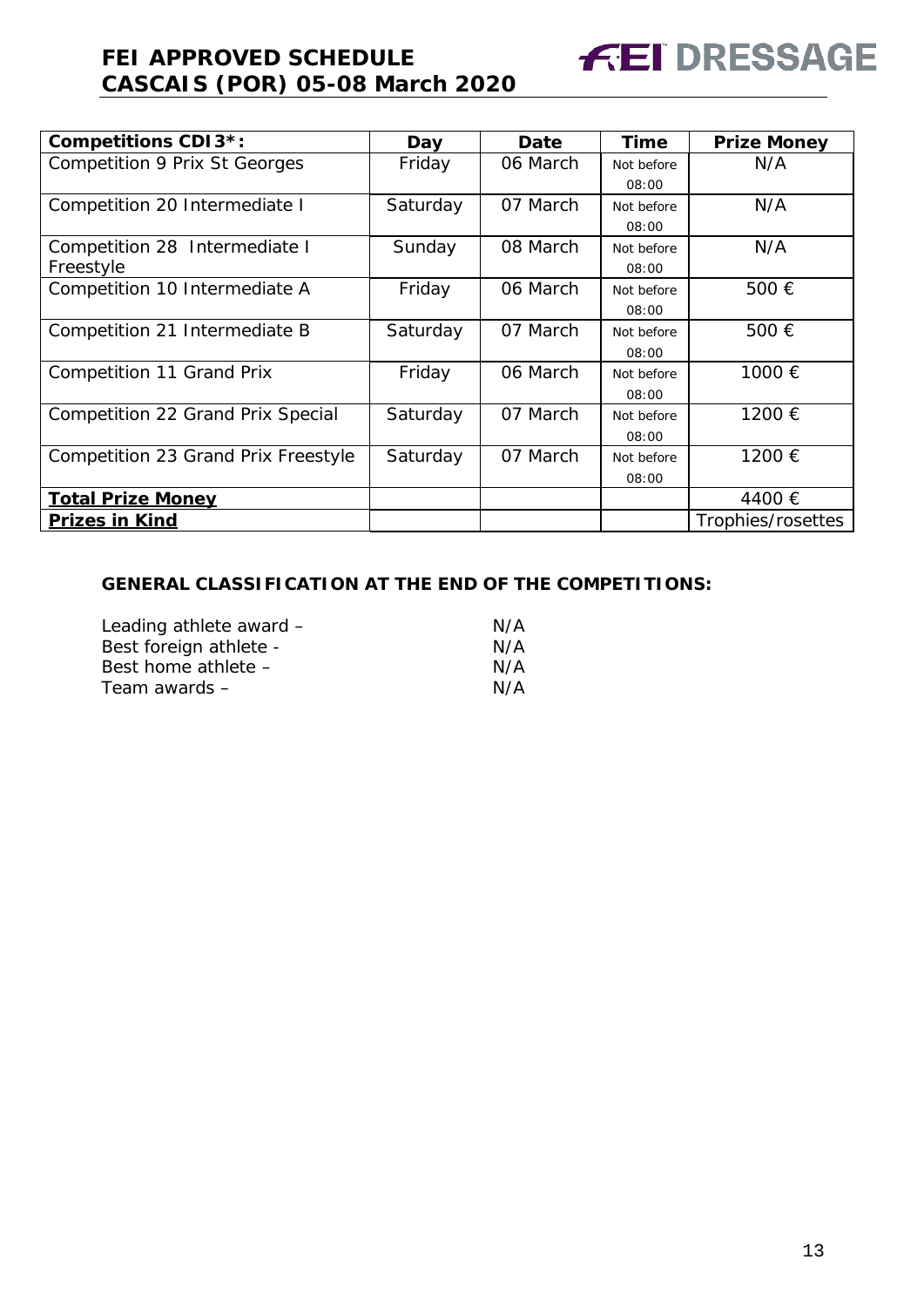| Competitions CDI3*: | Day | Date | Time | Prize Money |
|---|---|---|---|---|
| Competition 9 Prix St Georges | Friday | 06 March | Not before 08:00 | N/A |
| Competition 20 Intermediate I | Saturday | 07 March | Not before 08:00 | N/A |
| Competition 28 Intermediate I Freestyle | Sunday | 08 March | Not before 08:00 | N/A |
| Competition 10 Intermediate A | Friday | 06 March | Not before 08:00 | 500 € |
| Competition 21 Intermediate B | Saturday | 07 March | Not before 08:00 | 500 € |
| Competition 11 Grand Prix | Friday | 06 March | Not before 08:00 | 1000 € |
| Competition 22 Grand Prix Special | Saturday | 07 March | Not before 08:00 | 1200 € |
| Competition 23 Grand Prix Freestyle | Saturday | 07 March | Not before 08:00 | 1200 € |
| **Total Prize Money** | | | | 4400 € |
| **Prizes in Kind** | | | | Trophies/rosettes |

**GENERAL CLASSIFICATION AT THE END OF THE COMPETITIONS:**

Leading athlete award – N/A
Best foreign athlete - N/A
Best home athlete – N/A
Team awards – N/A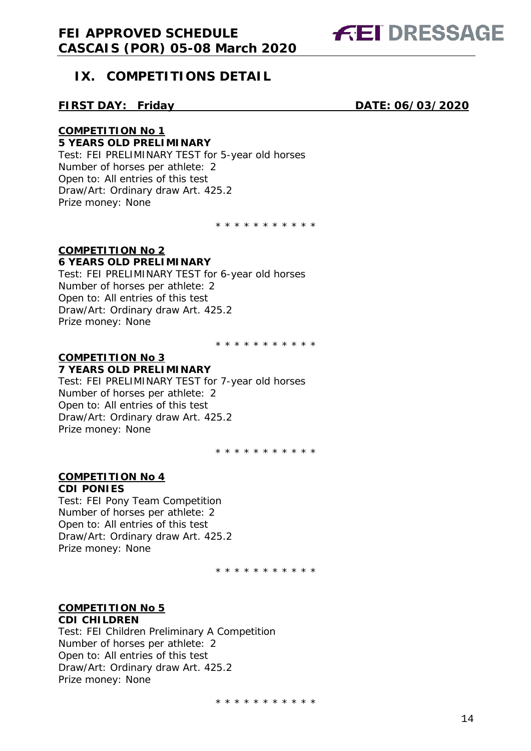## IX. COMPETITIONS DETAIL

**FIRST DAY: Friday** **DATE: 06/03/2020**

**COMPETITION No 1**
**5 YEARS OLD PRELIMINARY**
Test: FEI PRELIMINARY TEST for 5-year old horses
Number of horses per athlete: 2
Open to: All entries of this test
Draw/Art: Ordinary draw Art. 425.2
Prize money: None

\* \* \* \* \* \* \* \* \* \* \*

**COMPETITION No 2**
**6 YEARS OLD PRELIMINARY**
Test: FEI PRELIMINARY TEST for 6-year old horses
Number of horses per athlete: 2
Open to: All entries of this test
Draw/Art: Ordinary draw Art. 425.2
Prize money: None

\* \* \* \* \* \* \* \* \* \* \*

**COMPETITION No 3**
**7 YEARS OLD PRELIMINARY**
Test: FEI PRELIMINARY TEST for 7-year old horses
Number of horses per athlete: 2
Open to: All entries of this test
Draw/Art: Ordinary draw Art. 425.2
Prize money: None

\* \* \* \* \* \* \* \* \* \* \*

**COMPETITION No 4**
**CDI PONIES**
Test: FEI Pony Team Competition
Number of horses per athlete: 2
Open to: All entries of this test
Draw/Art: Ordinary draw Art. 425.2
Prize money: None

\* \* \* \* \* \* \* \* \* \* \*

**COMPETITION No 5**
**CDI CHILDREN**
Test: FEI Children Preliminary A Competition
Number of horses per athlete: 2
Open to: All entries of this test
Draw/Art: Ordinary draw Art. 425.2
Prize money: None

\* \* \* \* \* \* \* \* \* \* \*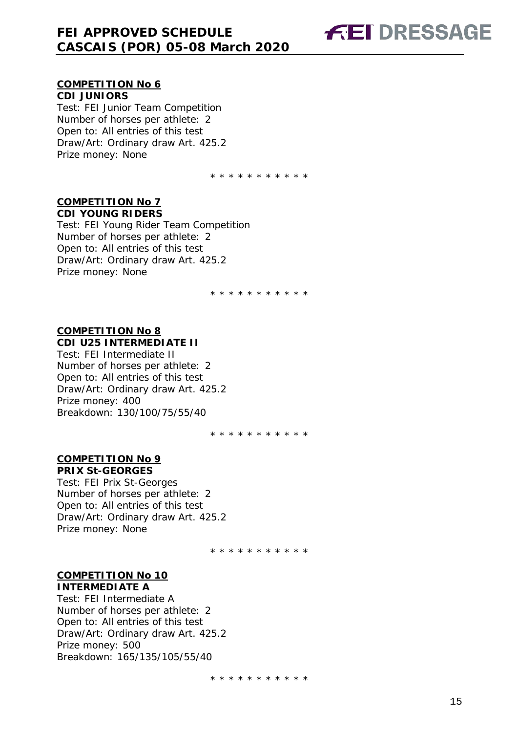**COMPETITION No 6**
**CDI JUNIORS**
Test: FEI Junior Team Competition
Number of horses per athlete: 2
Open to: All entries of this test
Draw/Art: Ordinary draw Art. 425.2
Prize money: None

* * * * * * * * * * *

**COMPETITION No 7**
**CDI YOUNG RIDERS**
Test: FEI Young Rider Team Competition
Number of horses per athlete: 2
Open to: All entries of this test
Draw/Art: Ordinary draw Art. 425.2
Prize money: None

* * * * * * * * * * *

**COMPETITION No 8**
**CDI U25 INTERMEDIATE II**
Test: FEI Intermediate II
Number of horses per athlete: 2
Open to: All entries of this test
Draw/Art: Ordinary draw Art. 425.2
Prize money: 400
Breakdown: 130/100/75/55/40

* * * * * * * * * * *

**COMPETITION No 9**
**PRIX St-GEORGES**
Test: FEI Prix St-Georges
Number of horses per athlete: 2
Open to: All entries of this test
Draw/Art: Ordinary draw Art. 425.2
Prize money: None

* * * * * * * * * * *

**COMPETITION No 10**
**INTERMEDIATE A**
Test: FEI Intermediate A
Number of horses per athlete: 2
Open to: All entries of this test
Draw/Art: Ordinary draw Art. 425.2
Prize money: 500
Breakdown: 165/135/105/55/40

* * * * * * * * * * *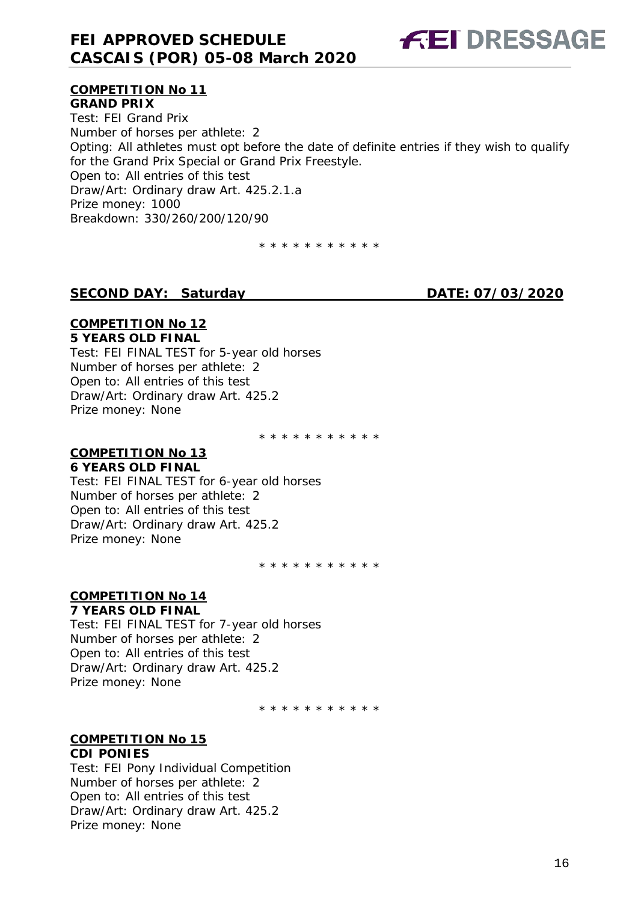**COMPETITION No 11**

**GRAND PRIX**

Test: FEI Grand Prix
Number of horses per athlete: 2
Opting: All athletes must opt before the date of definite entries if they wish to qualify for the Grand Prix Special or Grand Prix Freestyle.
Open to: All entries of this test
Draw/Art: Ordinary draw Art. 425.2.1.a
Prize money: 1000
Breakdown: 330/260/200/120/90

\* \* \* \* \* \* \* \* \* \* \*

**SECOND DAY: Saturday DATE: 07/03/2020**

**COMPETITION No 12**

**5 YEARS OLD FINAL**

Test: FEI FINAL TEST for 5-year old horses
Number of horses per athlete: 2
Open to: All entries of this test
Draw/Art: Ordinary draw Art. 425.2
Prize money: None

\* \* \* \* \* \* \* \* \* \* \*

**COMPETITION No 13**

**6 YEARS OLD FINAL**

Test: FEI FINAL TEST for 6-year old horses
Number of horses per athlete: 2
Open to: All entries of this test
Draw/Art: Ordinary draw Art. 425.2
Prize money: None

\* \* \* \* \* \* \* \* \* \* \*

**COMPETITION No 14**

**7 YEARS OLD FINAL**

Test: FEI FINAL TEST for 7-year old horses
Number of horses per athlete: 2
Open to: All entries of this test
Draw/Art: Ordinary draw Art. 425.2
Prize money: None

\* \* \* \* \* \* \* \* \* \* \*

**COMPETITION No 15**

**CDI PONIES**

Test: FEI Pony Individual Competition
Number of horses per athlete: 2
Open to: All entries of this test
Draw/Art: Ordinary draw Art. 425.2
Prize money: None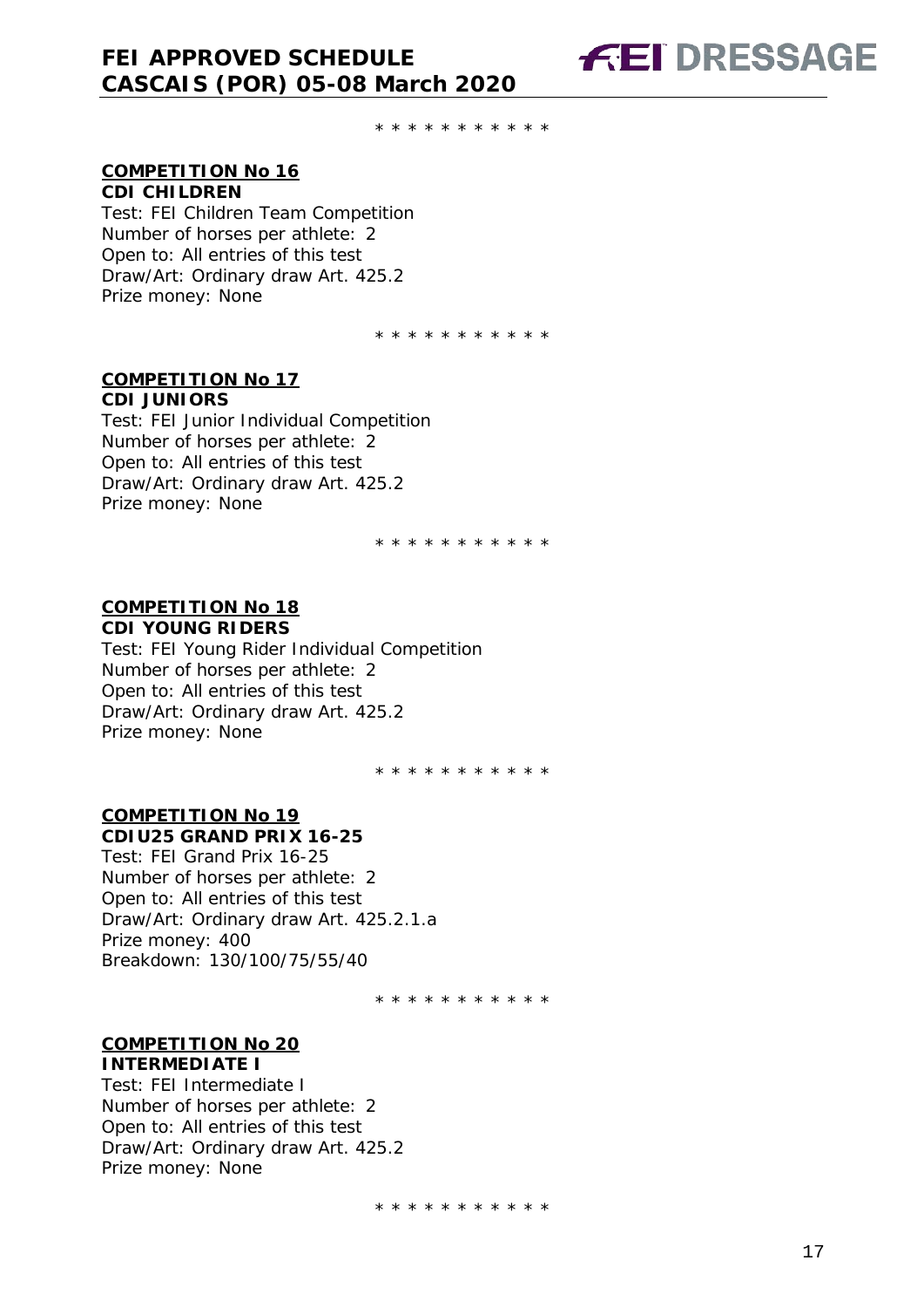\* \* \* \* \* \* \* \* \* \* \*

**COMPETITION No 16**
**CDI CHILDREN**
Test: FEI Children Team Competition
Number of horses per athlete: 2
Open to: All entries of this test
Draw/Art: Ordinary draw Art. 425.2
Prize money: None

\* \* \* \* \* \* \* \* \* \* \*

**COMPETITION No 17**
**CDI JUNIORS**
Test: FEI Junior Individual Competition
Number of horses per athlete: 2
Open to: All entries of this test
Draw/Art: Ordinary draw Art. 425.2
Prize money: None

\* \* \* \* \* \* \* \* \* \* \*

**COMPETITION No 18**
**CDI YOUNG RIDERS**
Test: FEI Young Rider Individual Competition
Number of horses per athlete: 2
Open to: All entries of this test
Draw/Art: Ordinary draw Art. 425.2
Prize money: None

\* \* \* \* \* \* \* \* \* \* \*

**COMPETITION No 19**
**CDIU25 GRAND PRIX 16-25**
Test: FEI Grand Prix 16-25
Number of horses per athlete: 2
Open to: All entries of this test
Draw/Art: Ordinary draw Art. 425.2.1.a
Prize money: 400
Breakdown: 130/100/75/55/40

\* \* \* \* \* \* \* \* \* \* \*

**COMPETITION No 20**
**INTERMEDIATE I**
Test: FEI Intermediate I
Number of horses per athlete: 2
Open to: All entries of this test
Draw/Art: Ordinary draw Art. 425.2
Prize money: None

\* \* \* \* \* \* \* \* \* \* \*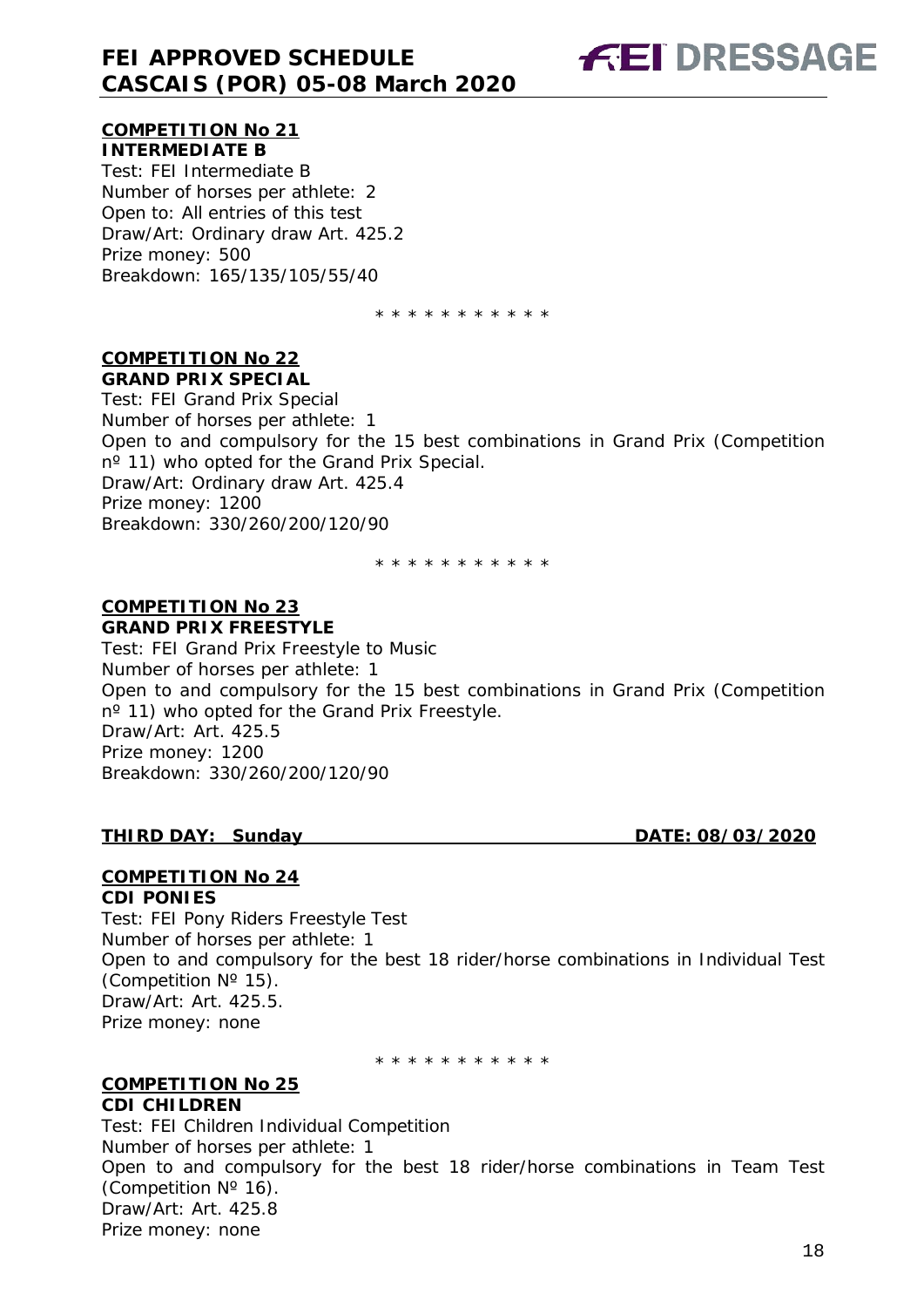**COMPETITION No 21**
**INTERMEDIATE B**
Test: FEI Intermediate B
Number of horses per athlete: 2
Open to: All entries of this test
Draw/Art: Ordinary draw Art. 425.2
Prize money: 500
Breakdown: 165/135/105/55/40

\* \* \* \* \* \* \* \* \* \* \*

**COMPETITION No 22**
**GRAND PRIX SPECIAL**
Test: FEI Grand Prix Special
Number of horses per athlete: 1
Open to and compulsory for the 15 best combinations in Grand Prix (Competition nº 11) who opted for the Grand Prix Special.
Draw/Art: Ordinary draw Art. 425.4
Prize money: 1200
Breakdown: 330/260/200/120/90

\* \* \* \* \* \* \* \* \* \* \*

**COMPETITION No 23**
**GRAND PRIX FREESTYLE**
Test: FEI Grand Prix Freestyle to Music
Number of horses per athlete: 1
Open to and compulsory for the 15 best combinations in Grand Prix (Competition nº 11) who opted for the Grand Prix Freestyle.
Draw/Art: Art. 425.5
Prize money: 1200
Breakdown: 330/260/200/120/90

**THIRD DAY: Sunday DATE: 08/03/2020**

**COMPETITION No 24**
**CDI PONIES**
Test: FEI Pony Riders Freestyle Test
Number of horses per athlete: 1
Open to and compulsory for the best 18 rider/horse combinations in Individual Test (Competition Nº 15).
Draw/Art: Art. 425.5.
Prize money: none

\* \* \* \* \* \* \* \* \* \* \*

**COMPETITION No 25**
**CDI CHILDREN**
Test: FEI Children Individual Competition
Number of horses per athlete: 1
Open to and compulsory for the best 18 rider/horse combinations in Team Test (Competition Nº 16).
Draw/Art: Art. 425.8
Prize money: none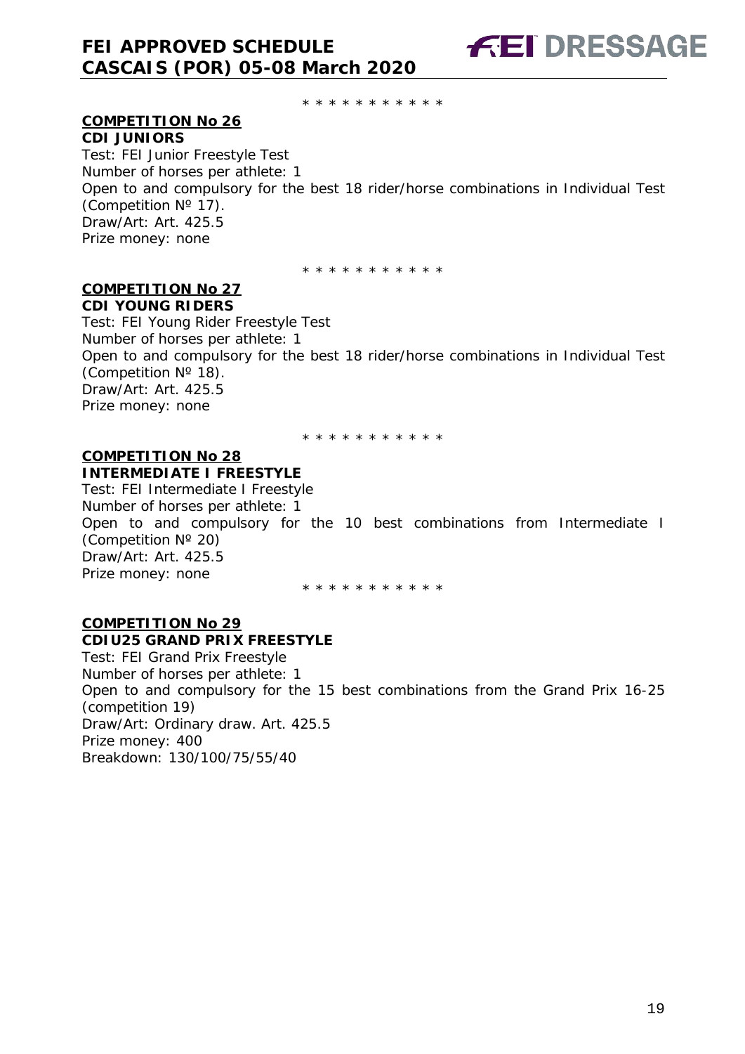\* \* \* \* \* \* \* \* \* \* \*

**COMPETITION No 26**
**CDI JUNIORS**
Test: FEI Junior Freestyle Test
Number of horses per athlete: 1
Open to and compulsory for the best 18 rider/horse combinations in Individual Test (Competition Nº 17).
Draw/Art: Art. 425.5
Prize money: none

\* \* \* \* \* \* \* \* \* \* \*

**COMPETITION No 27**
**CDI YOUNG RIDERS**
Test: FEI Young Rider Freestyle Test
Number of horses per athlete: 1
Open to and compulsory for the best 18 rider/horse combinations in Individual Test (Competition Nº 18).
Draw/Art: Art. 425.5
Prize money: none

\* \* \* \* \* \* \* \* \* \* \*

**COMPETITION No 28**
**INTERMEDIATE I FREESTYLE**
Test: FEI Intermediate I Freestyle
Number of horses per athlete: 1
Open to and compulsory for the 10 best combinations from Intermediate I (Competition Nº 20)
Draw/Art: Art. 425.5
Prize money: none

\* \* \* \* \* \* \* \* \* \* \*

**COMPETITION No 29**
**CDIU25 GRAND PRIX FREESTYLE**
Test: FEI Grand Prix Freestyle
Number of horses per athlete: 1
Open to and compulsory for the 15 best combinations from the Grand Prix 16-25 (competition 19)
Draw/Art: Ordinary draw. Art. 425.5
Prize money: 400
Breakdown: 130/100/75/55/40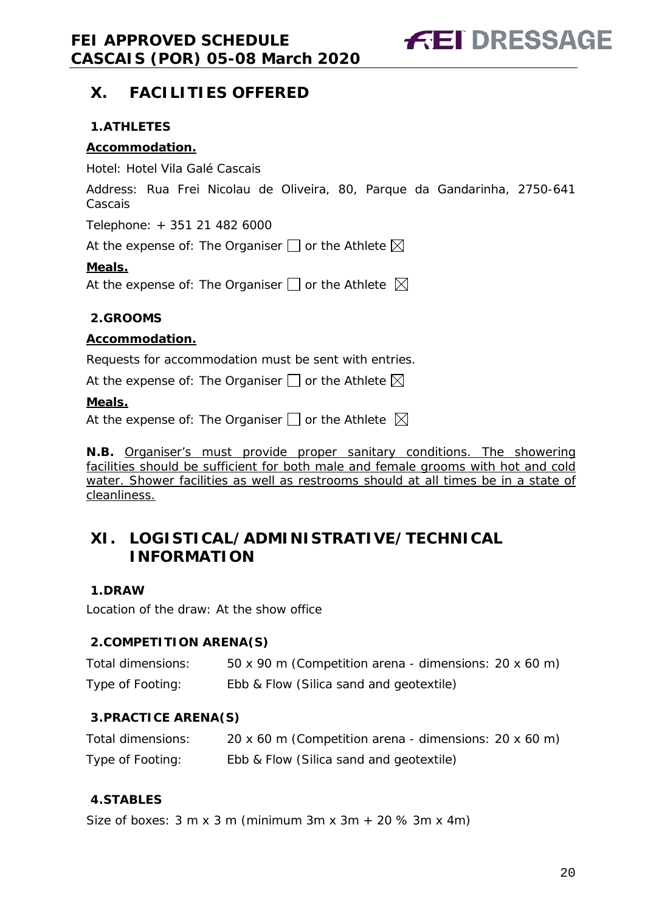## X. FACILITIES OFFERED

### 1.ATHLETES

**Accommodation.**

Hotel: Hotel Vila Galé Cascais

Address: Rua Frei Nicolau de Oliveira, 80, Parque da Gandarinha, 2750-641 Cascais

Telephone: + 351 21 482 6000

At the expense of: The Organiser ☐ or the Athlete ☒

**Meals.**

At the expense of: The Organiser ☐ or the Athlete ☒

### 2.GROOMS

**Accommodation.**

Requests for accommodation must be sent with entries.

At the expense of: The Organiser ☐ or the Athlete ☒

**Meals.**

At the expense of: The Organiser ☐ or the Athlete ☒

**N.B.** Organiser's must provide proper sanitary conditions. The showering facilities should be sufficient for both male and female grooms with hot and cold water. Shower facilities as well as restrooms should at all times be in a state of cleanliness.

## XI. LOGISTICAL/ADMINISTRATIVE/TECHNICAL INFORMATION

### 1.DRAW

Location of the draw: At the show office

### 2.COMPETITION ARENA(S)

Total dimensions: 50 x 90 m (Competition arena - dimensions: 20 x 60 m)

Type of Footing: Ebb & Flow (Silica sand and geotextile)

### 3.PRACTICE ARENA(S)

Total dimensions: 20 x 60 m (Competition arena - dimensions: 20 x 60 m)

Type of Footing: Ebb & Flow (Silica sand and geotextile)

### 4.STABLES

Size of boxes: 3 m x 3 m (minimum 3m x 3m + 20 % 3m x 4m)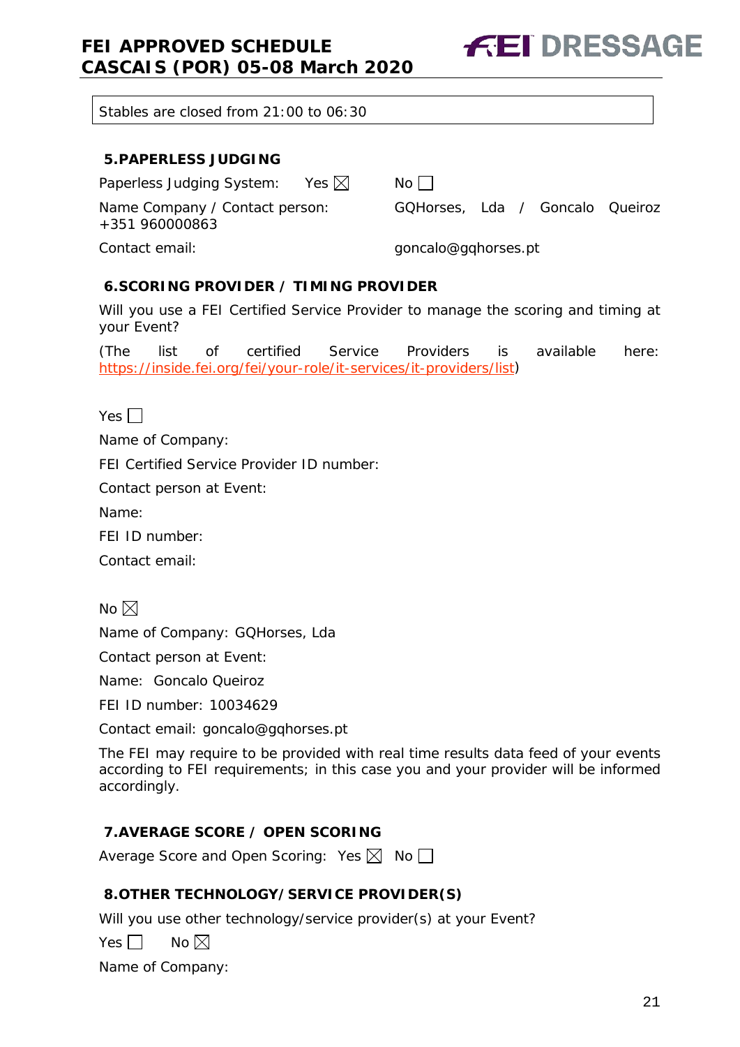Stables are closed from 21:00 to 06:30

## 5. PAPERLESS JUDGING

Paperless Judging System: Yes ☒ No ☐

Name Company / Contact person: GQHorses, Lda / Goncalo Queiroz +351 960000863

Contact email: goncalo@gqhorses.pt

## 6. SCORING PROVIDER / TIMING PROVIDER

Will you use a FEI Certified Service Provider to manage the scoring and timing at your Event?

(The list of certified Service Providers is available here: https://inside.fei.org/fei/your-role/it-services/it-providers/list)

Yes ☐

Name of Company:

FEI Certified Service Provider ID number:

Contact person at Event:

Name:

FEI ID number:

Contact email:

No ☒

Name of Company: GQHorses, Lda

Contact person at Event:

Name: Goncalo Queiroz

FEI ID number: 10034629

Contact email: goncalo@gqhorses.pt

The FEI may require to be provided with real time results data feed of your events according to FEI requirements; in this case you and your provider will be informed accordingly.

## 7. AVERAGE SCORE / OPEN SCORING

Average Score and Open Scoring: Yes ☒ No ☐

## 8. OTHER TECHNOLOGY/SERVICE PROVIDER(S)

Will you use other technology/service provider(s) at your Event?

Yes ☐ No ☒

Name of Company: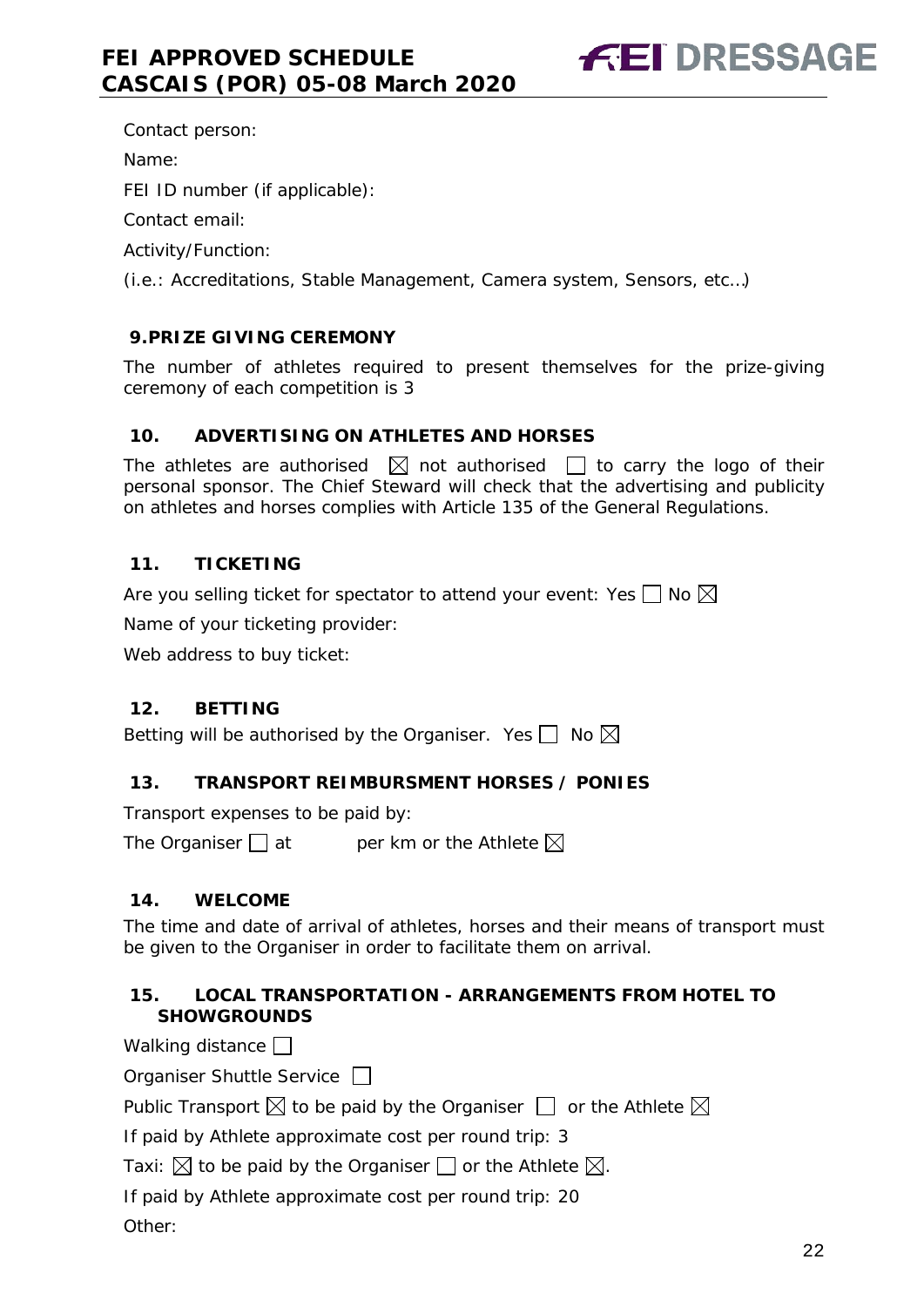Contact person:

Name:

FEI ID number (if applicable):

Contact email:

Activity/Function:

(i.e.: Accreditations, Stable Management, Camera system, Sensors, etc…)

## 9. PRIZE GIVING CEREMONY

The number of athletes required to present themselves for the prize-giving ceremony of each competition is 3

## 10. ADVERTISING ON ATHLETES AND HORSES

The athletes are authorised ☒ not authorised ☐ to carry the logo of their personal sponsor. The Chief Steward will check that the advertising and publicity on athletes and horses complies with Article 135 of the General Regulations.

## 11. TICKETING

Are you selling ticket for spectator to attend your event: Yes ☐ No ☒

Name of your ticketing provider:

Web address to buy ticket:

## 12. BETTING

Betting will be authorised by the Organiser. Yes ☐ No ☒

## 13. TRANSPORT REIMBURSMENT HORSES / PONIES

Transport expenses to be paid by:

The Organiser ☐ at per km or the Athlete ☒

## 14. WELCOME

The time and date of arrival of athletes, horses and their means of transport must be given to the Organiser in order to facilitate them on arrival.

## 15. LOCAL TRANSPORTATION - ARRANGEMENTS FROM HOTEL TO SHOWGROUNDS

Walking distance ☐

Organiser Shuttle Service ☐

Public Transport ☒ to be paid by the Organiser ☐ or the Athlete ☒

If paid by Athlete approximate cost per round trip: 3

Taxi: ☒ to be paid by the Organiser ☐ or the Athlete ☒.

If paid by Athlete approximate cost per round trip: 20

Other: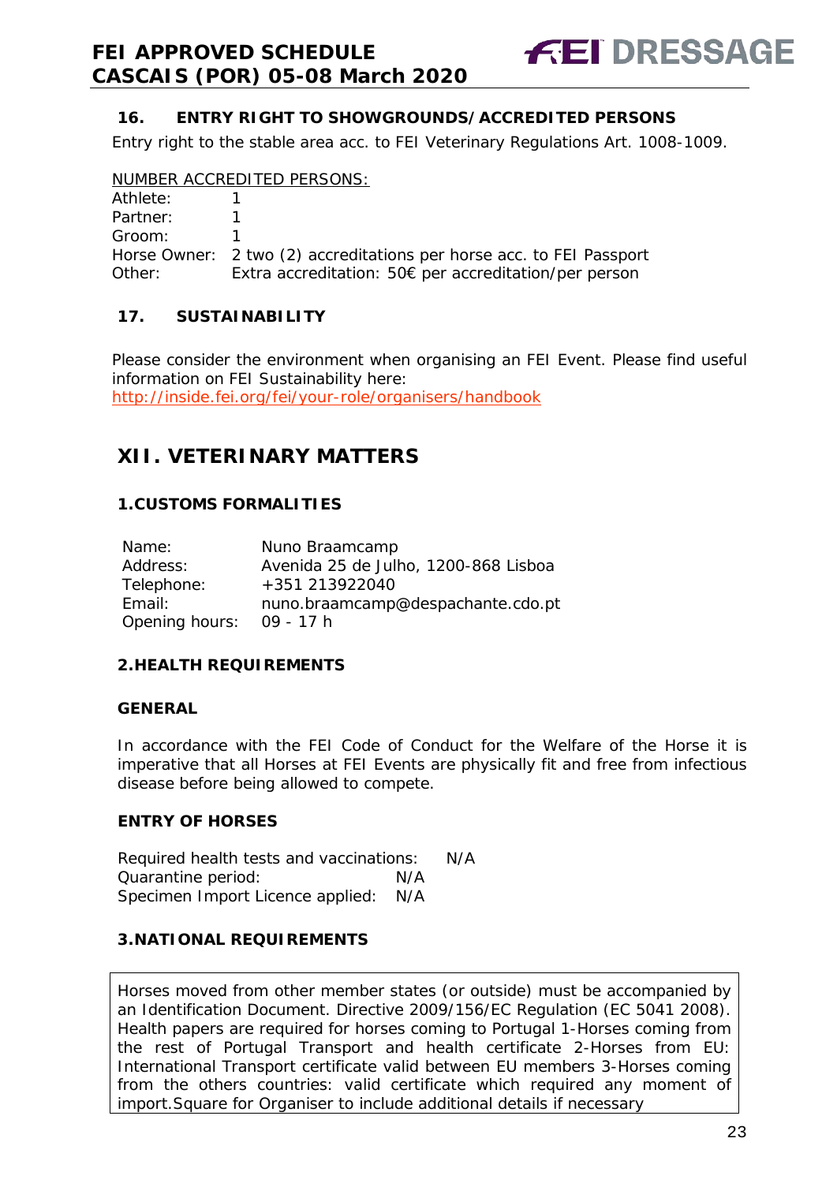### 16. ENTRY RIGHT TO SHOWGROUNDS/ACCREDITED PERSONS

Entry right to the stable area acc. to FEI Veterinary Regulations Art. 1008-1009.

NUMBER ACCREDITED PERSONS:

| | |
|---|---|
| Athlete: | 1 |
| Partner: | 1 |
| Groom: | 1 |
| Horse Owner: | 2 two (2) accreditations per horse acc. to FEI Passport |
| Other: | Extra accreditation: 50€ per accreditation/per person |

### 17. SUSTAINABILITY

Please consider the environment when organising an FEI Event. Please find useful information on FEI Sustainability here:
http://inside.fei.org/fei/your-role/organisers/handbook

## XII. VETERINARY MATTERS

### 1. CUSTOMS FORMALITIES

| | |
|---|---|
| Name: | Nuno Braamcamp |
| Address: | Avenida 25 de Julho, 1200-868 Lisboa |
| Telephone: | +351 213922040 |
| Email: | nuno.braamcamp@despachante.cdo.pt |
| Opening hours: | 09 - 17 h |

### 2. HEALTH REQUIREMENTS

**GENERAL**

In accordance with the FEI Code of Conduct for the Welfare of the Horse it is imperative that all Horses at FEI Events are physically fit and free from infectious disease before being allowed to compete.

**ENTRY OF HORSES**

| | |
|---|---|
| Required health tests and vaccinations: | N/A |
| Quarantine period: | N/A |
| Specimen Import Licence applied: | N/A |

### 3. NATIONAL REQUIREMENTS

Horses moved from other member states (or outside) must be accompanied by an Identification Document. Directive 2009/156/EC Regulation (EC 5041 2008). Health papers are required for horses coming to Portugal 1-Horses coming from the rest of Portugal Transport and health certificate 2-Horses from EU: International Transport certificate valid between EU members 3-Horses coming from the others countries: valid certificate which required any moment of import.Square for Organiser to include additional details if necessary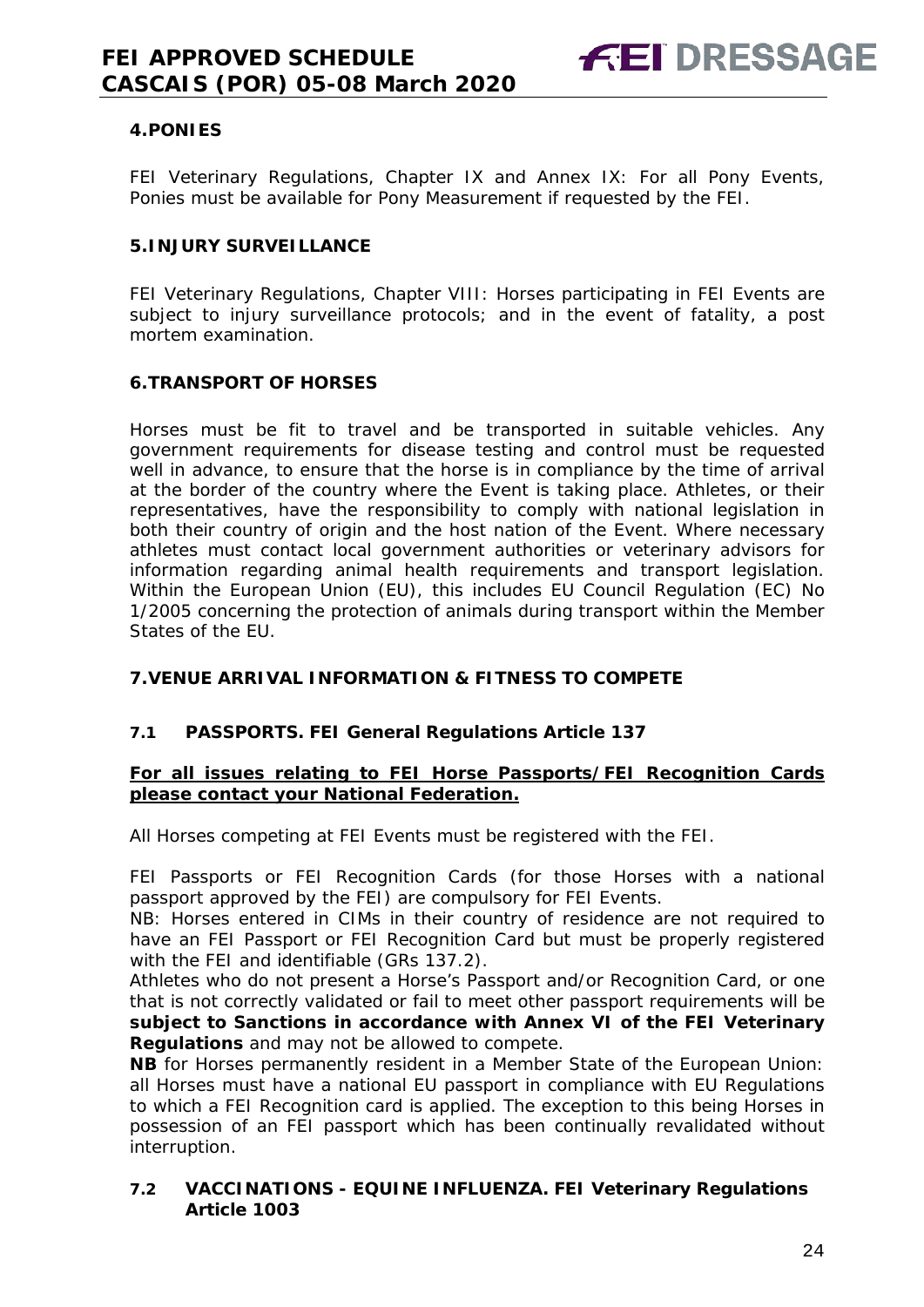## 4. PONIES

FEI Veterinary Regulations, Chapter IX and Annex IX: For all Pony Events, Ponies must be available for Pony Measurement if requested by the FEI.

## 5. INJURY SURVEILLANCE

FEI Veterinary Regulations, Chapter VIII: Horses participating in FEI Events are subject to injury surveillance protocols; and in the event of fatality, a post mortem examination.

## 6. TRANSPORT OF HORSES

Horses must be fit to travel and be transported in suitable vehicles. Any government requirements for disease testing and control must be requested well in advance, to ensure that the horse is in compliance by the time of arrival at the border of the country where the Event is taking place. Athletes, or their representatives, have the responsibility to comply with national legislation in both their country of origin and the host nation of the Event. Where necessary athletes must contact local government authorities or veterinary advisors for information regarding animal health requirements and transport legislation. Within the European Union (EU), this includes EU Council Regulation (EC) No 1/2005 concerning the protection of animals during transport within the Member States of the EU.

## 7. VENUE ARRIVAL INFORMATION & FITNESS TO COMPETE

### 7.1 PASSPORTS. FEI General Regulations Article 137

**For all issues relating to FEI Horse Passports/FEI Recognition Cards please contact your National Federation.**

All Horses competing at FEI Events must be registered with the FEI.

FEI Passports or FEI Recognition Cards (for those Horses with a national passport approved by the FEI) are compulsory for FEI Events.
NB: Horses entered in CIMs in their country of residence are not required to have an FEI Passport or FEI Recognition Card but must be properly registered with the FEI and identifiable (GRs 137.2).
Athletes who do not present a Horse's Passport and/or Recognition Card, or one that is not correctly validated or fail to meet other passport requirements will be **subject to Sanctions in accordance with Annex VI of the FEI Veterinary Regulations** and may not be allowed to compete.
**NB** for Horses permanently resident in a Member State of the European Union: all Horses must have a national EU passport in compliance with EU Regulations to which a FEI Recognition card is applied. The exception to this being Horses in possession of an FEI passport which has been continually revalidated without interruption.

### 7.2 VACCINATIONS - EQUINE INFLUENZA. FEI Veterinary Regulations Article 1003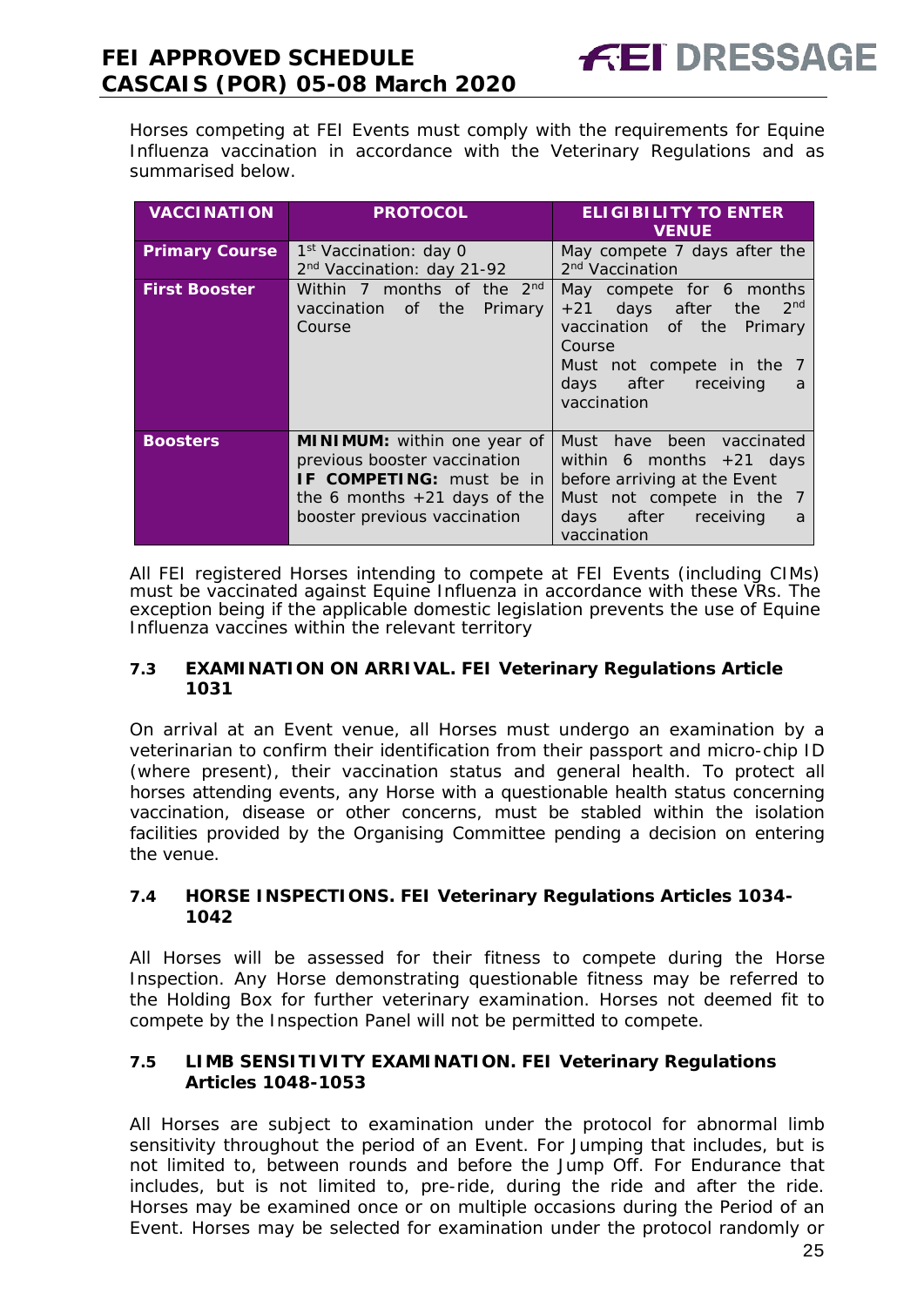Horses competing at FEI Events must comply with the requirements for Equine Influenza vaccination in accordance with the Veterinary Regulations and as summarised below.

| VACCINATION | PROTOCOL | ELIGIBILITY TO ENTER VENUE |
|---|---|---|
| **Primary Course** | 1st Vaccination: day 0<br>2nd Vaccination: day 21-92 | May compete 7 days after the 2nd Vaccination |
| **First Booster** | Within 7 months of the 2nd vaccination of the Primary Course | May compete for 6 months +21 days after the 2nd vaccination of the Primary Course<br>Must not compete in the 7 days after receiving a vaccination |
| **Boosters** | **MINIMUM:** within one year of previous booster vaccination<br>**IF COMPETING:** must be in the 6 months +21 days of the booster previous vaccination | Must have been vaccinated within 6 months +21 days before arriving at the Event<br>Must not compete in the 7 days after receiving a vaccination |

All FEI registered Horses intending to compete at FEI Events (including CIMs) must be vaccinated against Equine Influenza in accordance with these VRs. The exception being if the applicable domestic legislation prevents the use of Equine Influenza vaccines within the relevant territory

### 7.3 EXAMINATION ON ARRIVAL. FEI Veterinary Regulations Article 1031

On arrival at an Event venue, all Horses must undergo an examination by a veterinarian to confirm their identification from their passport and micro-chip ID (where present), their vaccination status and general health. To protect all horses attending events, any Horse with a questionable health status concerning vaccination, disease or other concerns, must be stabled within the isolation facilities provided by the Organising Committee pending a decision on entering the venue.

### 7.4 HORSE INSPECTIONS. FEI Veterinary Regulations Articles 1034-1042

All Horses will be assessed for their fitness to compete during the Horse Inspection. Any Horse demonstrating questionable fitness may be referred to the Holding Box for further veterinary examination. Horses not deemed fit to compete by the Inspection Panel will not be permitted to compete.

### 7.5 LIMB SENSITIVITY EXAMINATION. FEI Veterinary Regulations Articles 1048-1053

All Horses are subject to examination under the protocol for abnormal limb sensitivity throughout the period of an Event. For Jumping that includes, but is not limited to, between rounds and before the Jump Off. For Endurance that includes, but is not limited to, pre-ride, during the ride and after the ride. Horses may be examined once or on multiple occasions during the Period of an Event. Horses may be selected for examination under the protocol randomly or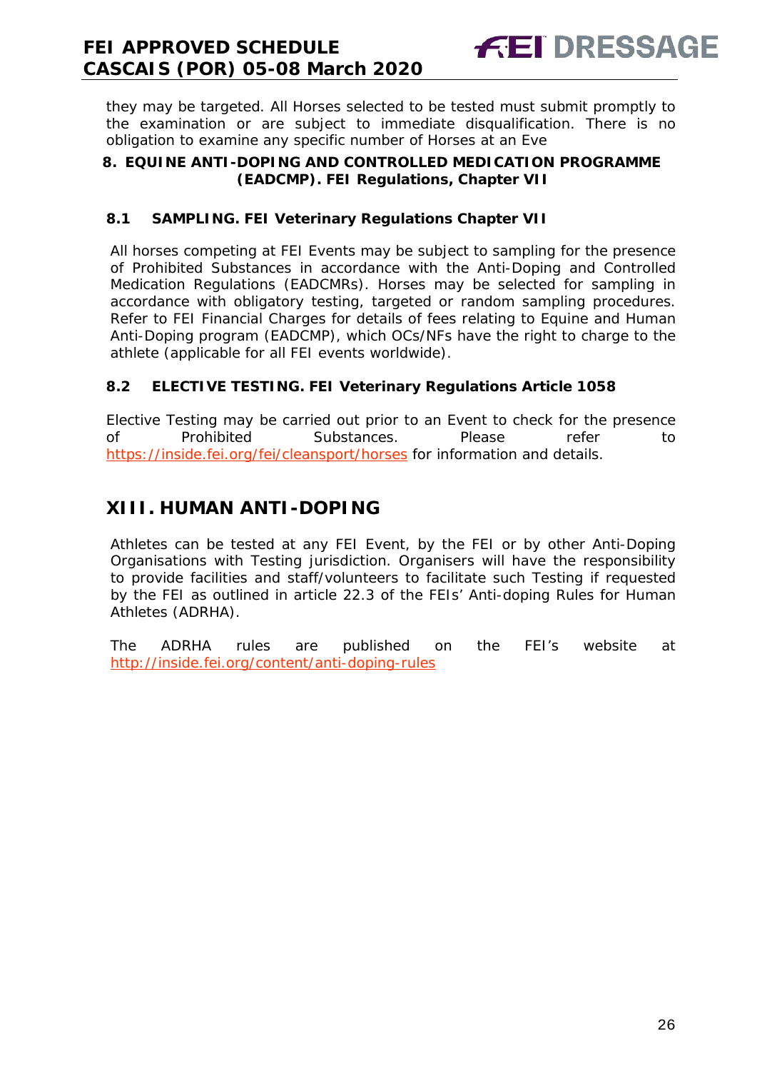they may be targeted. All Horses selected to be tested must submit promptly to the examination or are subject to immediate disqualification. There is no obligation to examine any specific number of Horses at an Eve

### 8. EQUINE ANTI-DOPING AND CONTROLLED MEDICATION PROGRAMME (EADCMP). FEI Regulations, Chapter VII

#### 8.1 SAMPLING. FEI Veterinary Regulations Chapter VII

All horses competing at FEI Events may be subject to sampling for the presence of Prohibited Substances in accordance with the Anti-Doping and Controlled Medication Regulations (EADCMRs). Horses may be selected for sampling in accordance with obligatory testing, targeted or random sampling procedures. Refer to FEI Financial Charges for details of fees relating to Equine and Human Anti-Doping program (EADCMP), which OCs/NFs have the right to charge to the athlete (applicable for all FEI events worldwide).

#### 8.2 ELECTIVE TESTING. FEI Veterinary Regulations Article 1058

Elective Testing may be carried out prior to an Event to check for the presence of Prohibited Substances. Please refer to https://inside.fei.org/fei/cleansport/horses for information and details.

## XIII. HUMAN ANTI-DOPING

Athletes can be tested at any FEI Event, by the FEI or by other Anti-Doping Organisations with Testing jurisdiction. Organisers will have the responsibility to provide facilities and staff/volunteers to facilitate such Testing if requested by the FEI as outlined in article 22.3 of the FEIs' Anti-doping Rules for Human Athletes (ADRHA).

The ADRHA rules are published on the FEI's website at http://inside.fei.org/content/anti-doping-rules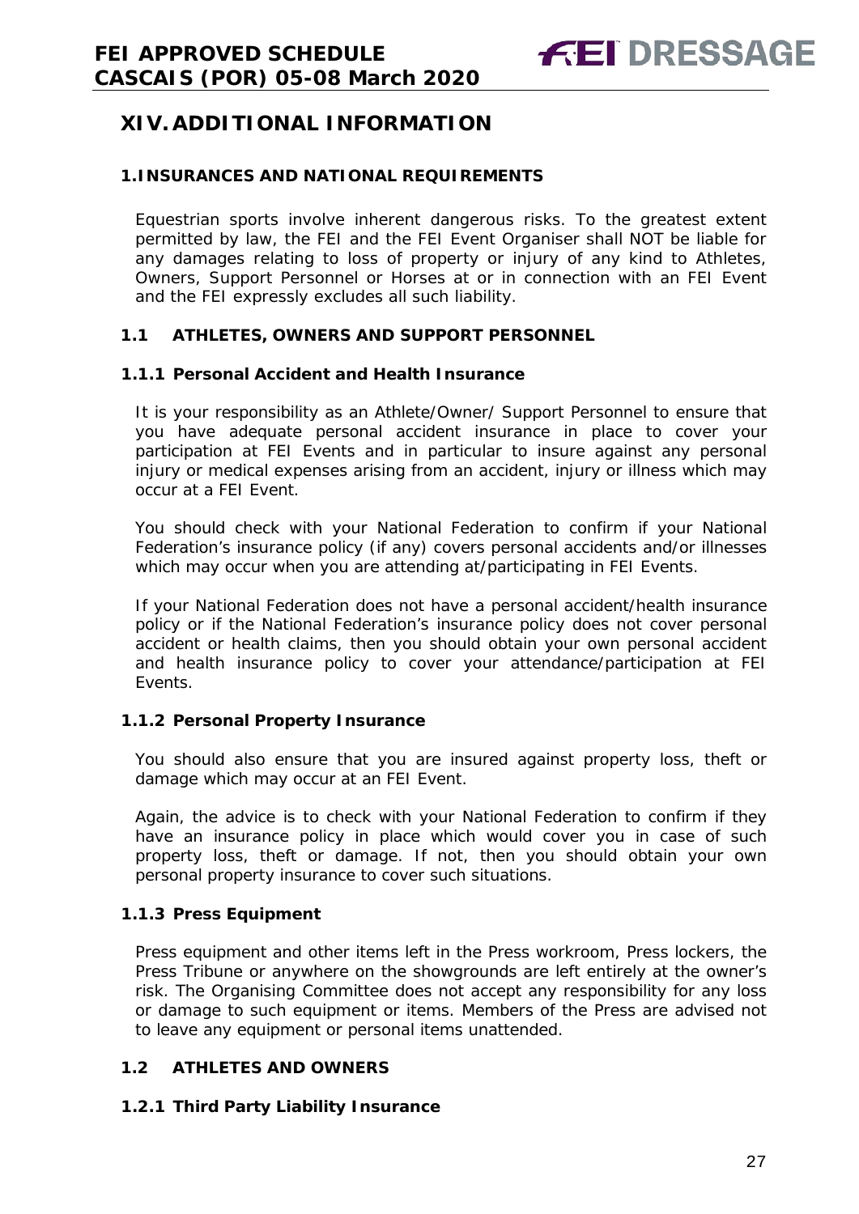# XIV. ADDITIONAL INFORMATION

## 1. INSURANCES AND NATIONAL REQUIREMENTS

Equestrian sports involve inherent dangerous risks. To the greatest extent permitted by law, the FEI and the FEI Event Organiser shall NOT be liable for any damages relating to loss of property or injury of any kind to Athletes, Owners, Support Personnel or Horses at or in connection with an FEI Event and the FEI expressly excludes all such liability.

### 1.1 ATHLETES, OWNERS AND SUPPORT PERSONNEL

#### 1.1.1 Personal Accident and Health Insurance

It is your responsibility as an Athlete/Owner/ Support Personnel to ensure that you have adequate personal accident insurance in place to cover your participation at FEI Events and in particular to insure against any personal injury or medical expenses arising from an accident, injury or illness which may occur at a FEI Event.

You should check with your National Federation to confirm if your National Federation's insurance policy (if any) covers personal accidents and/or illnesses which may occur when you are attending at/participating in FEI Events.

If your National Federation does not have a personal accident/health insurance policy or if the National Federation's insurance policy does not cover personal accident or health claims, then you should obtain your own personal accident and health insurance policy to cover your attendance/participation at FEI Events.

#### 1.1.2 Personal Property Insurance

You should also ensure that you are insured against property loss, theft or damage which may occur at an FEI Event.

Again, the advice is to check with your National Federation to confirm if they have an insurance policy in place which would cover you in case of such property loss, theft or damage. If not, then you should obtain your own personal property insurance to cover such situations.

#### 1.1.3 Press Equipment

Press equipment and other items left in the Press workroom, Press lockers, the Press Tribune or anywhere on the showgrounds are left entirely at the owner's risk. The Organising Committee does not accept any responsibility for any loss or damage to such equipment or items. Members of the Press are advised not to leave any equipment or personal items unattended.

### 1.2 ATHLETES AND OWNERS

#### 1.2.1 Third Party Liability Insurance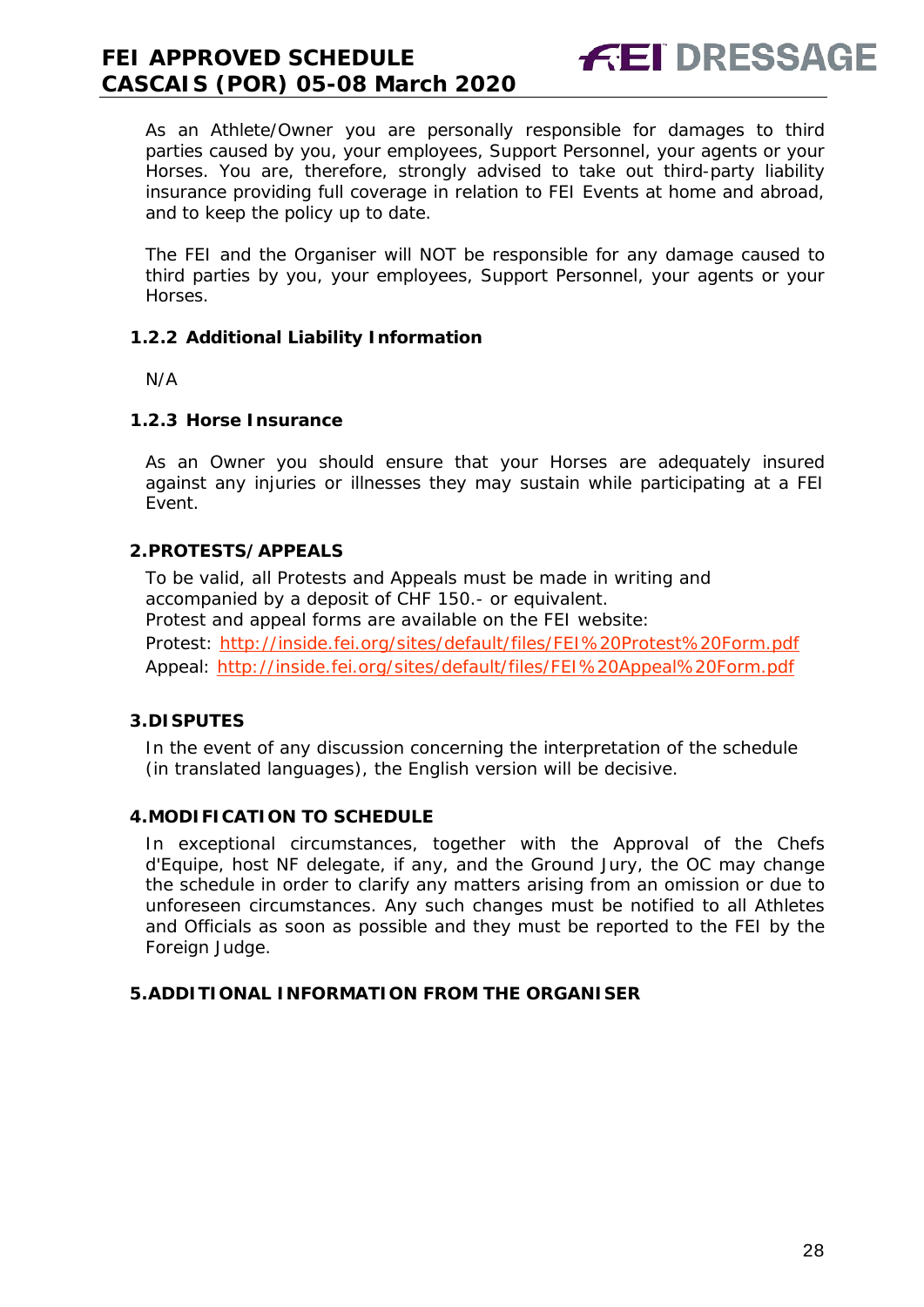As an Athlete/Owner you are personally responsible for damages to third parties caused by you, your employees, Support Personnel, your agents or your Horses. You are, therefore, strongly advised to take out third-party liability insurance providing full coverage in relation to FEI Events at home and abroad, and to keep the policy up to date.

The FEI and the Organiser will NOT be responsible for any damage caused to third parties by you, your employees, Support Personnel, your agents or your Horses.

### 1.2.2 Additional Liability Information

N/A

### 1.2.3 Horse Insurance

As an Owner you should ensure that your Horses are adequately insured against any injuries or illnesses they may sustain while participating at a FEI Event.

## 2. PROTESTS/APPEALS

To be valid, all Protests and Appeals must be made in writing and accompanied by a deposit of CHF 150.- or equivalent.
Protest and appeal forms are available on the FEI website:
Protest: http://inside.fei.org/sites/default/files/FEI%20Protest%20Form.pdf
Appeal: http://inside.fei.org/sites/default/files/FEI%20Appeal%20Form.pdf

## 3. DISPUTES

In the event of any discussion concerning the interpretation of the schedule (in translated languages), the English version will be decisive.

## 4. MODIFICATION TO SCHEDULE

In exceptional circumstances, together with the Approval of the Chefs d'Equipe, host NF delegate, if any, and the Ground Jury, the OC may change the schedule in order to clarify any matters arising from an omission or due to unforeseen circumstances. Any such changes must be notified to all Athletes and Officials as soon as possible and they must be reported to the FEI by the Foreign Judge.

## 5. ADDITIONAL INFORMATION FROM THE ORGANISER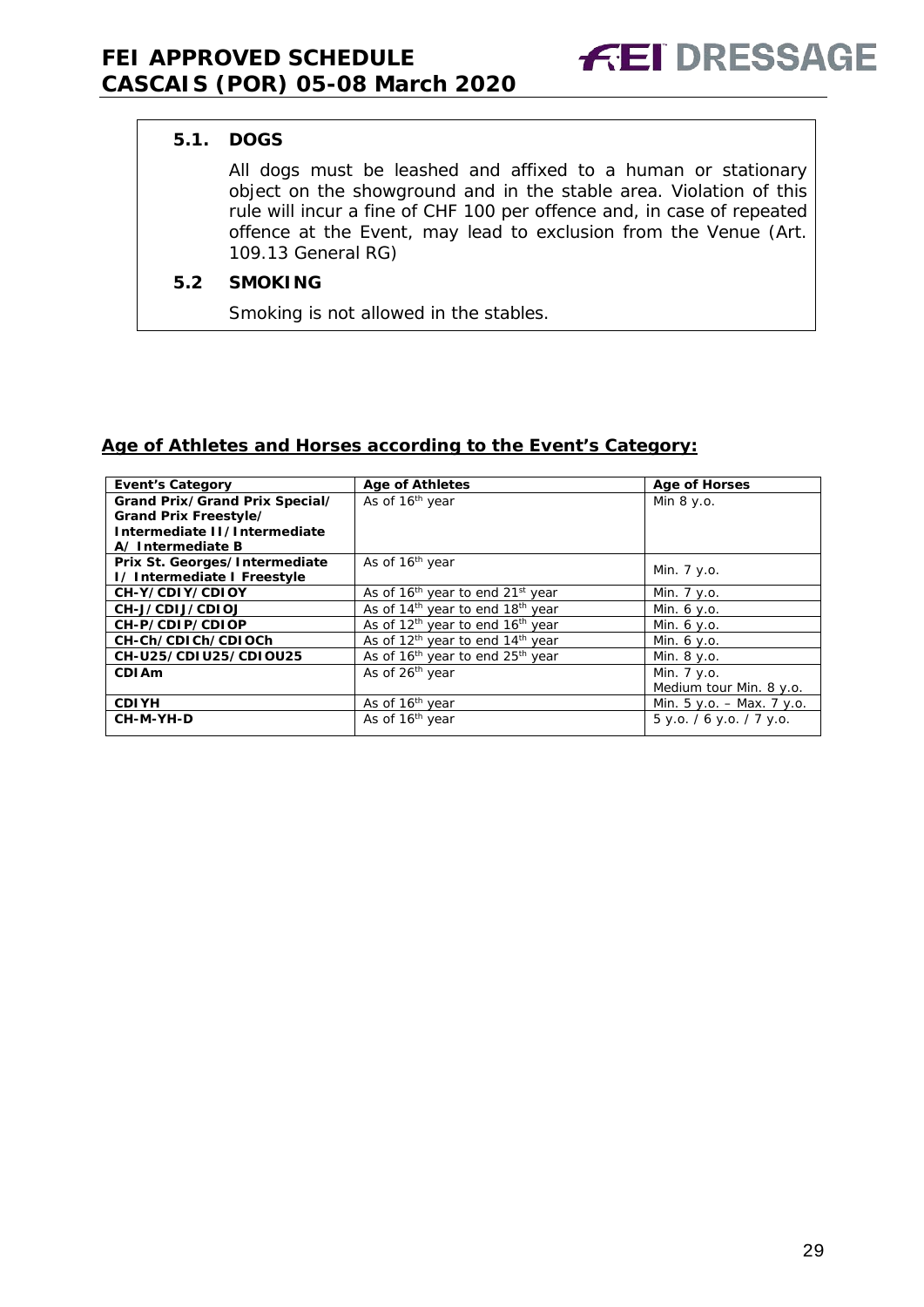### 5.1. DOGS

All dogs must be leashed and affixed to a human or stationary object on the showground and in the stable area. Violation of this rule will incur a fine of CHF 100 per offence and, in case of repeated offence at the Event, may lead to exclusion from the Venue (Art. 109.13 General RG)

### 5.2 SMOKING

Smoking is not allowed in the stables.

## Age of Athletes and Horses according to the Event's Category:

| Event's Category | Age of Athletes | Age of Horses |
|---|---|---|
| **Grand Prix/Grand Prix Special/ Grand Prix Freestyle/ Intermediate II/Intermediate A/ Intermediate B** | As of 16th year | Min 8 y.o. |
| **Prix St. Georges/Intermediate I/ Intermediate I Freestyle** | As of 16th year | Min. 7 y.o. |
| **CH-Y/CDIY/CDIOY** | As of 16th year to end 21st year | Min. 7 y.o. |
| **CH-J/CDIJ/CDIOJ** | As of 14th year to end 18th year | Min. 6 y.o. |
| **CH-P/CDIP/CDIOP** | As of 12th year to end 16th year | Min. 6 y.o. |
| **CH-Ch/CDICh/CDIOCh** | As of 12th year to end 14th year | Min. 6 y.o. |
| **CH-U25/CDIU25/CDIOU25** | As of 16th year to end 25th year | Min. 8 y.o. |
| **CDIAm** | As of 26th year | Min. 7 y.o. Medium tour Min. 8 y.o. |
| **CDIYH** | As of 16th year | Min. 5 y.o. – Max. 7 y.o. |
| **CH-M-YH-D** | As of 16th year | 5 y.o. / 6 y.o. / 7 y.o. |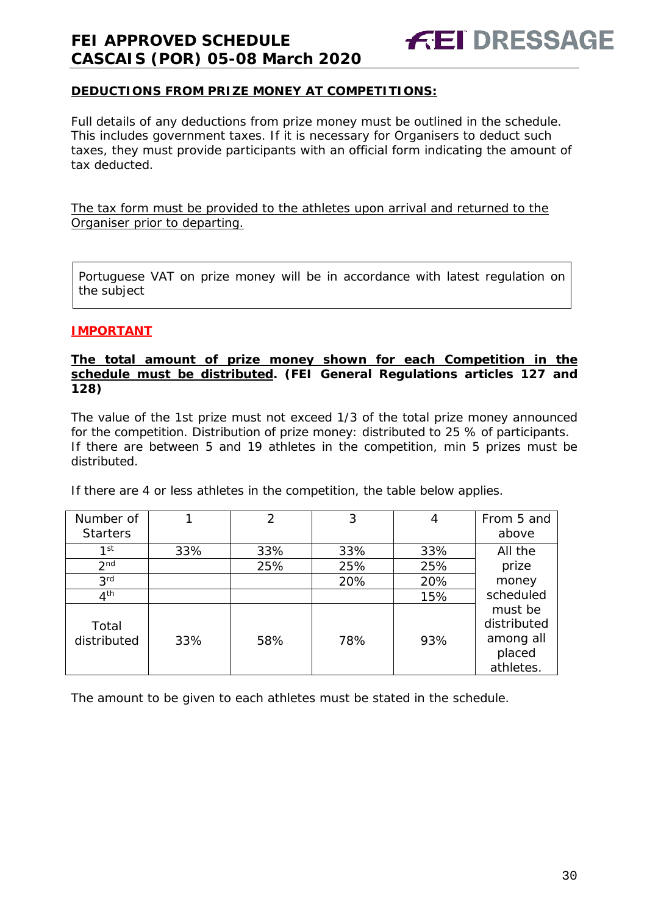**DEDUCTIONS FROM PRIZE MONEY AT COMPETITIONS:**

Full details of any deductions from prize money must be outlined in the schedule. This includes government taxes. If it is necessary for Organisers to deduct such taxes, they must provide participants with an official form indicating the amount of tax deducted.

The tax form must be provided to the athletes upon arrival and returned to the Organiser prior to departing.

Portuguese VAT on prize money will be in accordance with latest regulation on the subject

**IMPORTANT**

**The total amount of prize money shown for each Competition in the schedule must be distributed. (FEI General Regulations articles 127 and 128)**

The value of the 1st prize must not exceed 1/3 of the total prize money announced for the competition. Distribution of prize money: distributed to 25 % of participants. If there are between 5 and 19 athletes in the competition, min 5 prizes must be distributed.

If there are 4 or less athletes in the competition, the table below applies.

| Number of Starters | 1 | 2 | 3 | 4 | From 5 and above |
|---|---|---|---|---|---|
| 1st | 33% | 33% | 33% | 33% | All the prize money scheduled must be distributed among all placed athletes. |
| 2nd | | 25% | 25% | 25% | |
| 3rd | | | 20% | 20% | |
| 4th | | | | 15% | |
| Total distributed | 33% | 58% | 78% | 93% | |

The amount to be given to each athletes must be stated in the schedule.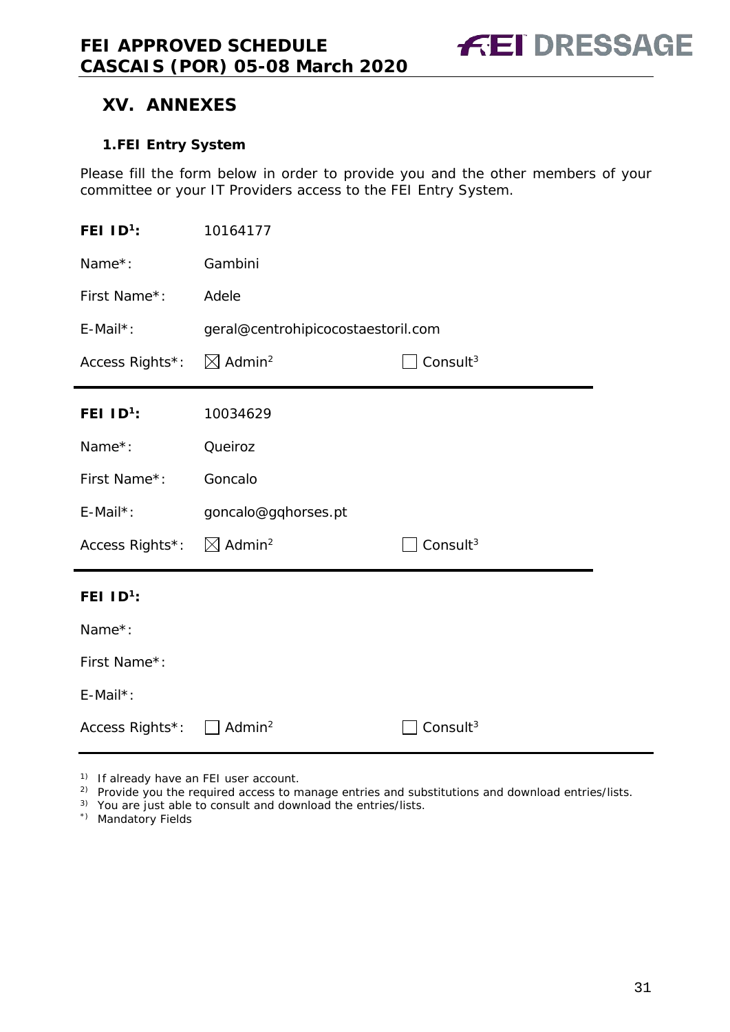## XV. ANNEXES

### 1. FEI Entry System

Please fill the form below in order to provide you and the other members of your committee or your IT Providers access to the FEI Entry System.

| | | |
|---|---|---|
| **FEI ID[1]:** | 10164177 | |
| Name*: | Gambini | |
| First Name*: | Adele | |
| E-Mail*: | geral@centrohipicocostaestoril.com | |
| Access Rights*: | ☒ Admin[2] | ☐ Consult[3] |

| | | |
|---|---|---|
| **FEI ID[1]:** | 10034629 | |
| Name*: | Queiroz | |
| First Name*: | Goncalo | |
| E-Mail*: | goncalo@gqhorses.pt | |
| Access Rights*: | ☒ Admin[2] | ☐ Consult[3] |

| | | |
|---|---|---|
| **FEI ID[1]:** | | |
| Name*: | | |
| First Name*: | | |
| E-Mail*: | | |
| Access Rights*: | ☐ Admin[2] | ☐ Consult[3] |

1) If already have an FEI user account.
2) Provide you the required access to manage entries and substitutions and download entries/lists.
3) You are just able to consult and download the entries/lists.
*) Mandatory Fields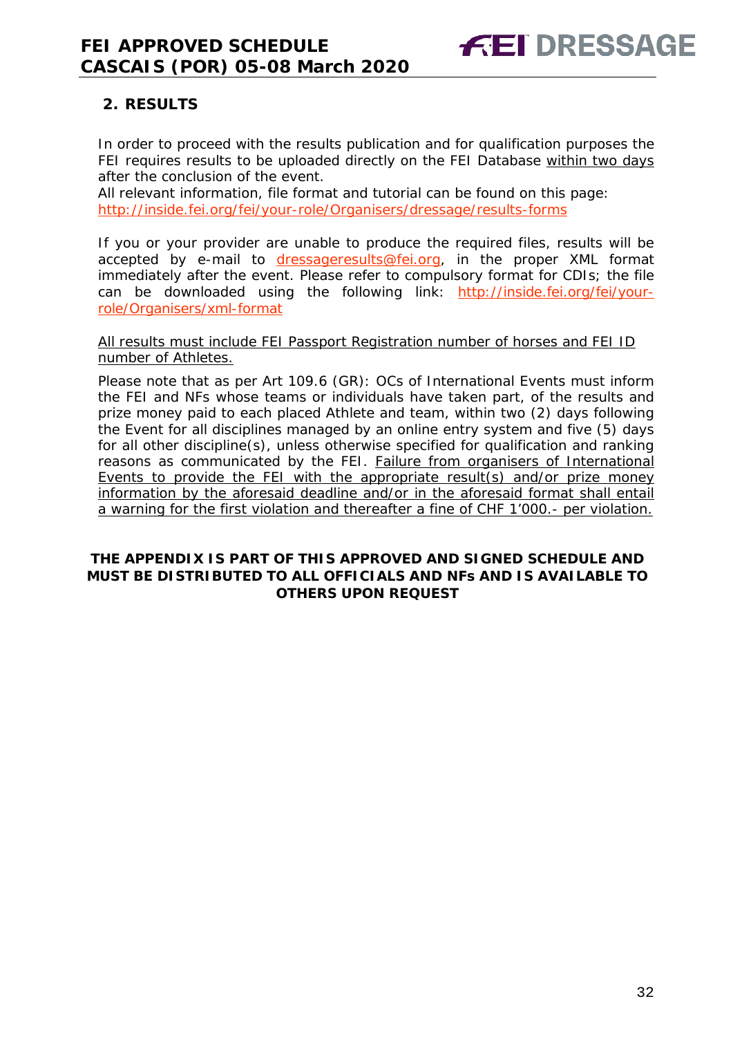## 2. RESULTS

In order to proceed with the results publication and for qualification purposes the FEI requires results to be uploaded directly on the FEI Database within two days after the conclusion of the event.
All relevant information, file format and tutorial can be found on this page: http://inside.fei.org/fei/your-role/Organisers/dressage/results-forms

If you or your provider are unable to produce the required files, results will be accepted by e-mail to dressageresults@fei.org, in the proper XML format immediately after the event. Please refer to compulsory format for CDIs; the file can be downloaded using the following link: http://inside.fei.org/fei/your-role/Organisers/xml-format

All results must include FEI Passport Registration number of horses and FEI ID number of Athletes.

Please note that as per Art 109.6 (GR): OCs of International Events must inform the FEI and NFs whose teams or individuals have taken part, of the results and prize money paid to each placed Athlete and team, within two (2) days following the Event for all disciplines managed by an online entry system and five (5) days for all other discipline(s), unless otherwise specified for qualification and ranking reasons as communicated by the FEI. Failure from organisers of International Events to provide the FEI with the appropriate result(s) and/or prize money information by the aforesaid deadline and/or in the aforesaid format shall entail a warning for the first violation and thereafter a fine of CHF 1'000.- per violation.

**THE APPENDIX IS PART OF THIS APPROVED AND SIGNED SCHEDULE AND MUST BE DISTRIBUTED TO ALL OFFICIALS AND NFs AND IS AVAILABLE TO OTHERS UPON REQUEST**